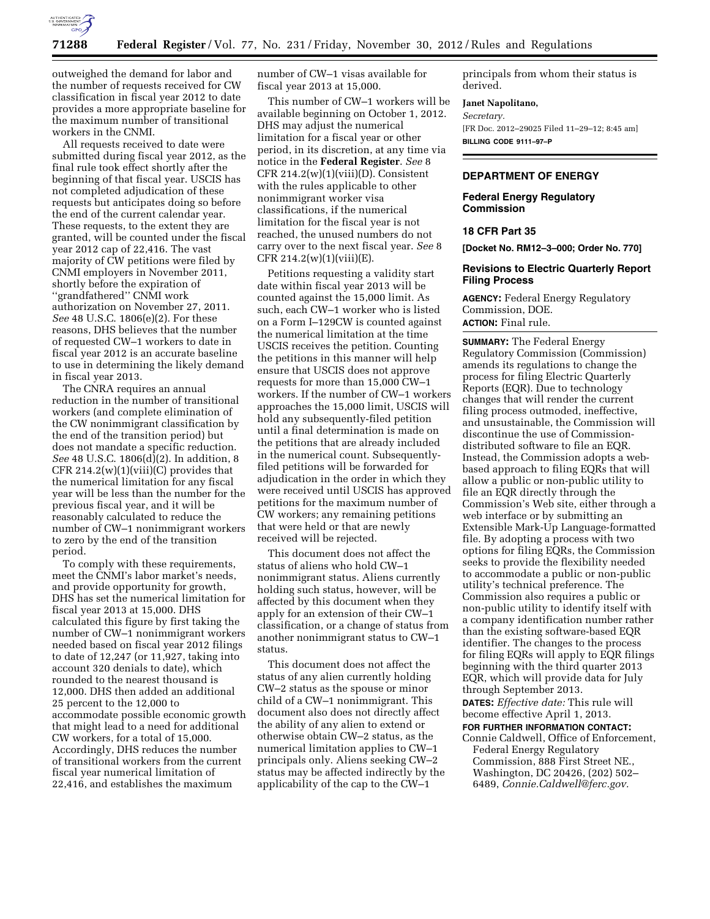outweighed the demand for labor and the number of requests received for CW classification in fiscal year 2012 to date provides a more appropriate baseline for the maximum number of transitional workers in the CNMI.

All requests received to date were submitted during fiscal year 2012, as the final rule took effect shortly after the beginning of that fiscal year. USCIS has not completed adjudication of these requests but anticipates doing so before the end of the current calendar year. These requests, to the extent they are granted, will be counted under the fiscal year 2012 cap of 22,416. The vast majority of CW petitions were filed by CNMI employers in November 2011, shortly before the expiration of ''grandfathered'' CNMI work authorization on November 27, 2011. *See* 48 U.S.C. 1806(e)(2). For these reasons, DHS believes that the number of requested CW–1 workers to date in fiscal year 2012 is an accurate baseline to use in determining the likely demand in fiscal year 2013.

The CNRA requires an annual reduction in the number of transitional workers (and complete elimination of the CW nonimmigrant classification by the end of the transition period) but does not mandate a specific reduction. *See* 48 U.S.C. 1806(d)(2). In addition, 8 CFR 214.2(w)(1)(viii)(C) provides that the numerical limitation for any fiscal year will be less than the number for the previous fiscal year, and it will be reasonably calculated to reduce the number of CW–1 nonimmigrant workers to zero by the end of the transition period.

To comply with these requirements, meet the CNMI's labor market's needs, and provide opportunity for growth, DHS has set the numerical limitation for fiscal year 2013 at 15,000. DHS calculated this figure by first taking the number of CW–1 nonimmigrant workers needed based on fiscal year 2012 filings to date of 12,247 (or 11,927, taking into account 320 denials to date), which rounded to the nearest thousand is 12,000. DHS then added an additional 25 percent to the 12,000 to accommodate possible economic growth that might lead to a need for additional CW workers, for a total of 15,000. Accordingly, DHS reduces the number of transitional workers from the current fiscal year numerical limitation of 22,416, and establishes the maximum number of CW–1 visas available for fiscal year 2013 at 15,000.

This number of CW–1 workers will be available beginning on October 1, 2012. DHS may adjust the numerical limitation for a fiscal year or other period, in its discretion, at any time via notice in the **Federal Register**. *See* 8 CFR 214.2(w)(1)(viii)(D). Consistent with the rules applicable to other nonimmigrant worker visa classifications, if the numerical limitation for the fiscal year is not reached, the unused numbers do not carry over to the next fiscal year. *See* 8 CFR 214.2(w)(1)(viii)(E).

Petitions requesting a validity start date within fiscal year 2013 will be counted against the 15,000 limit. As such, each CW–1 worker who is listed on a Form I–129CW is counted against the numerical limitation at the time USCIS receives the petition. Counting the petitions in this manner will help ensure that USCIS does not approve requests for more than 15,000 CW–1 workers. If the number of CW–1 workers approaches the 15,000 limit, USCIS will hold any subsequently-filed petition until a final determination is made on the petitions that are already included in the numerical count. Subsequently-filed petitions will be forwarded for adjudication in the order in which they were received until USCIS has approved petitions for the maximum number of CW workers; any remaining petitions that were held or that are newly received will be rejected.

This document does not affect the status of aliens who hold CW–1 nonimmigrant status. Aliens currently holding such status, however, will be affected by this document when they apply for an extension of their CW–1 classification, or a change of status from another nonimmigrant status to CW–1 status.

This document does not affect the status of any alien currently holding CW–2 status as the spouse or minor child of a CW–1 nonimmigrant. This document also does not directly affect the ability of any alien to extend or otherwise obtain CW–2 status, as the numerical limitation applies to CW–1 principals only. Aliens seeking CW–2 status may be affected indirectly by the applicability of the cap to the CW–1 principals from whom their status is derived.

**Janet Napolitano,**

*Secretary.*

[FR Doc. 2012–29025 Filed 11–29–12; 8:45 am]

**BILLING CODE 9111–97–P**

---

## DEPARTMENT OF ENERGY

### Federal Energy Regulatory Commission

### 18 CFR Part 35

**[Docket No. RM12–3–000; Order No. 770]**

### Revisions to Electric Quarterly Report Filing Process

**AGENCY:** Federal Energy Regulatory Commission, DOE.

**ACTION:** Final rule.

**SUMMARY:** The Federal Energy Regulatory Commission (Commission) amends its regulations to change the process for filing Electric Quarterly Reports (EQR). Due to technology changes that will render the current filing process outmoded, ineffective, and unsustainable, the Commission will discontinue the use of Commission-distributed software to file an EQR. Instead, the Commission adopts a web-based approach to filing EQRs that will allow a public or non-public utility to file an EQR directly through the Commission's Web site, either through a web interface or by submitting an Extensible Mark-Up Language-formatted file. By adopting a process with two options for filing EQRs, the Commission seeks to provide the flexibility needed to accommodate a public or non-public utility's technical preference. The Commission also requires a public or non-public utility to identify itself with a company identification number rather than the existing software-based EQR identifier. The changes to the process for filing EQRs will apply to EQR filings beginning with the third quarter 2013 EQR, which will provide data for July through September 2013.

**DATES:** *Effective date:* This rule will become effective April 1, 2013.

**FOR FURTHER INFORMATION CONTACT:**

Connie Caldwell, Office of Enforcement, Federal Energy Regulatory Commission, 888 First Street NE., Washington, DC 20426, (202) 502–6489, *Connie.Caldwell@ferc.gov.*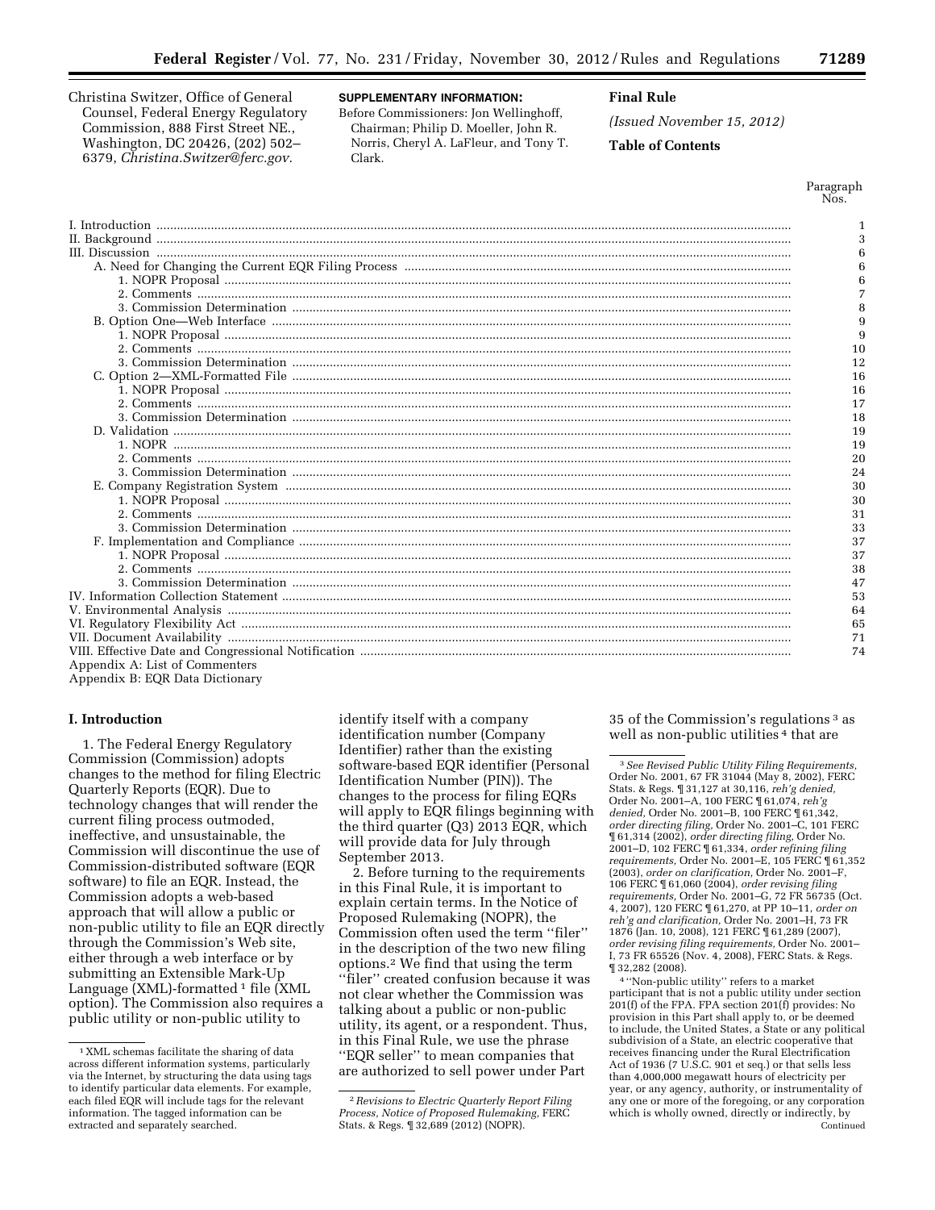Christina Switzer, Office of General Counsel, Federal Energy Regulatory Commission, 888 First Street NE., Washington, DC 20426, (202) 502–6379, *Christina.Switzer@ferc.gov.*

**SUPPLEMENTARY INFORMATION:**

Before Commissioners: Jon Wellinghoff, Chairman; Philip D. Moeller, John R. Norris, Cheryl A. LaFleur, and Tony T. Clark.

**Final Rule**

*(Issued November 15, 2012)*

**Table of Contents**

| | Paragraph Nos. |
|---|---|
| I. Introduction | 1 |
| II. Background | 3 |
| III. Discussion | 6 |
| A. Need for Changing the Current EQR Filing Process | 6 |
| 1. NOPR Proposal | 6 |
| 2. Comments | 7 |
| 3. Commission Determination | 8 |
| B. Option One—Web Interface | 9 |
| 1. NOPR Proposal | 9 |
| 2. Comments | 10 |
| 3. Commission Determination | 12 |
| C. Option 2—XML-Formatted File | 16 |
| 1. NOPR Proposal | 16 |
| 2. Comments | 17 |
| 3. Commission Determination | 18 |
| D. Validation | 19 |
| 1. NOPR | 19 |
| 2. Comments | 20 |
| 3. Commission Determination | 24 |
| E. Company Registration System | 30 |
| 1. NOPR Proposal | 30 |
| 2. Comments | 31 |
| 3. Commission Determination | 33 |
| F. Implementation and Compliance | 37 |
| 1. NOPR Proposal | 37 |
| 2. Comments | 38 |
| 3. Commission Determination | 47 |
| IV. Information Collection Statement | 53 |
| V. Environmental Analysis | 64 |
| VI. Regulatory Flexibility Act | 65 |
| VII. Document Availability | 71 |
| VIII. Effective Date and Congressional Notification | 74 |
| Appendix A: List of Commenters | |
| Appendix B: EQR Data Dictionary | |

## I. Introduction

1. The Federal Energy Regulatory Commission (Commission) adopts changes to the method for filing Electric Quarterly Reports (EQR). Due to technology changes that will render the current filing process outmoded, ineffective, and unsustainable, the Commission will discontinue the use of Commission-distributed software (EQR software) to file an EQR. Instead, the Commission adopts a web-based approach that will allow a public or non-public utility to file an EQR directly through the Commission's Web site, either through a web interface or by submitting an Extensible Mark-Up Language (XML)-formatted [1] file (XML option). The Commission also requires a public utility or non-public utility to identify itself with a company identification number (Company Identifier) rather than the existing software-based EQR identifier (Personal Identification Number (PIN)). The changes to the process for filing EQRs will apply to EQR filings beginning with the third quarter (Q3) 2013 EQR, which will provide data for July through September 2013.

2. Before turning to the requirements in this Final Rule, it is important to explain certain terms. In the Notice of Proposed Rulemaking (NOPR), the Commission often used the term ''filer'' in the description of the two new filing options.[2] We find that using the term ''filer'' created confusion because it was not clear whether the Commission was talking about a public or non-public utility, its agent, or a respondent. Thus, in this Final Rule, we use the phrase ''EQR seller'' to mean companies that are authorized to sell power under Part 35 of the Commission's regulations [3] as well as non-public utilities [4] that are

[1] XML schemas facilitate the sharing of data across different information systems, particularly via the Internet, by structuring the data using tags to identify particular data elements. For example, each filed EQR will include tags for the relevant information. The tagged information can be extracted and separately searched.

[2] *Revisions to Electric Quarterly Report Filing Process, Notice of Proposed Rulemaking,* FERC Stats. & Regs. ¶ 32,689 (2012) (NOPR).

[3] *See Revised Public Utility Filing Requirements,* Order No. 2001, 67 FR 31044 (May 8, 2002), FERC Stats. & Regs. ¶ 31,127 at 30,116, *reh'g denied,* Order No. 2001–A, 100 FERC ¶ 61,074, *reh'g denied,* Order No. 2001–B, 100 FERC ¶ 61,342, *order directing filing,* Order No. 2001–C, 101 FERC ¶ 61,314 (2002), *order directing filing,* Order No. 2001–D, 102 FERC ¶ 61,334, *order refining filing requirements,* Order No. 2001–E, 105 FERC ¶ 61,352 (2003), *order on clarification,* Order No. 2001–F, 106 FERC ¶ 61,060 (2004), *order revising filing requirements,* Order No. 2001–G, 72 FR 56735 (Oct. 4, 2007), 120 FERC ¶ 61,270, at PP 10–11, *order on reh'g and clarification,* Order No. 2001–H, 73 FR 1876 (Jan. 10, 2008), 121 FERC ¶ 61,289 (2007), *order revising filing requirements,* Order No. 2001–I, 73 FR 65526 (Nov. 4, 2008), FERC Stats. & Regs. ¶ 32,282 (2008).

[4] ''Non-public utility'' refers to a market participant that is not a public utility under section 201(f) of the FPA. FPA section 201(f) provides: No provision in this Part shall apply to, or be deemed to include, the United States, a State or any political subdivision of a State, an electric cooperative that receives financing under the Rural Electrification Act of 1936 (7 U.S.C. 901 et seq.) or that sells less than 4,000,000 megawatt hours of electricity per year, or any agency, authority, or instrumentality of any one or more of the foregoing, or any corporation which is wholly owned, directly or indirectly, by

Continued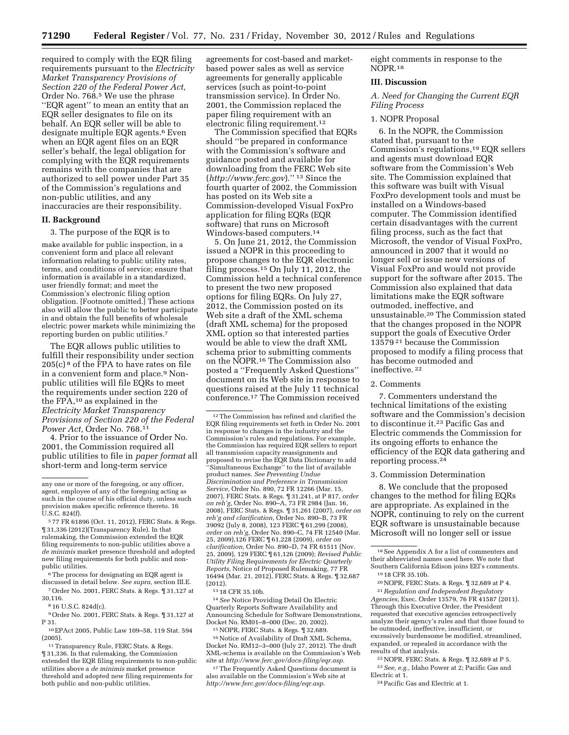required to comply with the EQR filing requirements pursuant to the *Electricity Market Transparency Provisions of Section 220 of the Federal Power Act,* Order No. 768.[5] We use the phrase ''EQR agent'' to mean an entity that an EQR seller designates to file on its behalf. An EQR seller will be able to designate multiple EQR agents.[6] Even when an EQR agent files on an EQR seller's behalf, the legal obligation for complying with the EQR requirements remains with the companies that are authorized to sell power under Part 35 of the Commission's regulations and non-public utilities, and any inaccuracies are their responsibility.

## II. Background

3. The purpose of the EQR is to

> make available for public inspection, in a convenient form and place all relevant information relating to public utility rates, terms, and conditions of service; ensure that information is available in a standardized, user friendly format; and meet the Commission's electronic filing option obligation. [Footnote omitted.] These actions also will allow the public to better participate in and obtain the full benefits of wholesale electric power markets while minimizing the reporting burden on public utilities.[7]

The EQR allows public utilities to fulfill their responsibility under section 205(c)[8] of the FPA to have rates on file in a convenient form and place.[9] Non-public utilities will file EQRs to meet the requirements under section 220 of the FPA,[10] as explained in the *Electricity Market Transparency Provisions of Section 220 of the Federal Power Act,* Order No. 768.[11]

4. Prior to the issuance of Order No. 2001, the Commission required all public utilities to file in *paper format* all short-term and long-term service agreements for cost-based and market-based power sales as well as service agreements for generally applicable services (such as point-to-point transmission service). In Order No. 2001, the Commission replaced the paper filing requirement with an electronic filing requirement.[12]

The Commission specified that EQRs should ''be prepared in conformance with the Commission's software and guidance posted and available for downloading from the FERC Web site (*http://www.ferc.gov*).'' [13] Since the fourth quarter of 2002, the Commission has posted on its Web site a Commission-developed Visual FoxPro application for filing EQRs (EQR software) that runs on Microsoft Windows-based computers.[14]

5. On June 21, 2012, the Commission issued a NOPR in this proceeding to propose changes to the EQR electronic filing process.[15] On July 11, 2012, the Commission held a technical conference to present the two new proposed options for filing EQRs. On July 27, 2012, the Commission posted on its Web site a draft of the XML schema (draft XML schema) for the proposed XML option so that interested parties would be able to view the draft XML schema prior to submitting comments on the NOPR.[16] The Commission also posted a ''Frequently Asked Questions'' document on its Web site in response to questions raised at the July 11 technical conference.[17] The Commission received eight comments in response to the NOPR.[18]

## III. Discussion

### *A. Need for Changing the Current EQR Filing Process*

#### 1. NOPR Proposal

6. In the NOPR, the Commission stated that, pursuant to the Commission's regulations,[19] EQR sellers and agents must download EQR software from the Commission's Web site. The Commission explained that this software was built with Visual FoxPro development tools and must be installed on a Windows-based computer. The Commission identified certain disadvantages with the current filing process, such as the fact that Microsoft, the vendor of Visual FoxPro, announced in 2007 that it would no longer sell or issue new versions of Visual FoxPro and would not provide support for the software after 2015. The Commission also explained that data limitations make the EQR software outmoded, ineffective, and unsustainable.[20] The Commission stated that the changes proposed in the NOPR support the goals of Executive Order 13579 [21] because the Commission proposed to modify a filing process that has become outmoded and ineffective. [22]

#### 2. Comments

7. Commenters understand the technical limitations of the existing software and the Commission's decision to discontinue it.[23] Pacific Gas and Electric commends the Commission for its ongoing efforts to enhance the efficiency of the EQR data gathering and reporting process.[24]

#### 3. Commission Determination

8. We conclude that the proposed changes to the method for filing EQRs are appropriate. As explained in the NOPR, continuing to rely on the current EQR software is unsustainable because Microsoft will no longer sell or issue

---

any one or more of the foregoing, or any officer, agent, employee of any of the foregoing acting as such in the course of his official duty, unless such provision makes specific reference thereto. 16 U.S.C. 824(f).

[5] 77 FR 61896 (Oct. 11, 2012), FERC Stats. & Regs. ¶ 31,336 (2012)(Transparency Rule). In that rulemaking, the Commission extended the EQR filing requirements to non-public utilities above a *de minimis* market presence threshold and adopted new filing requirements for both public and non-public utilities.

[6] The process for designating an EQR agent is discussed in detail below. *See supra,* section III.E.

[7] Order No. 2001, FERC Stats. & Regs. ¶ 31,127 at 30,116.

[8] 16 U.S.C. 824d(c).

[9] Order No. 2001, FERC Stats. & Regs. ¶ 31,127 at P 31.

[10] EPAct 2005, Public Law 109–58, 119 Stat. 594 (2005).

[11] Transparency Rule, FERC Stats. & Regs. ¶ 31,336. In that rulemaking, the Commission extended the EQR filing requirements to non-public utilities above a *de minimis* market presence threshold and adopted new filing requirements for both public and non-public utilities.

[12] The Commission has refined and clarified the EQR filing requirements set forth in Order No. 2001 in response to changes in the industry and the Commission's rules and regulations. For example, the Commission has required EQR sellers to report all transmission capacity reassignments and proposed to revise the EQR Data Dictionary to add ''Simultaneous Exchange'' to the list of available product names. *See Preventing Undue Discrimination and Preference in Transmission Service,* Order No. 890, 72 FR 12266 (Mar. 15, 2007), FERC Stats. & Regs. ¶ 31,241, at P 817, *order on reh'g,* Order No. 890–A, 73 FR 2984 (Jan. 16, 2008), FERC Stats. & Regs. ¶ 31,261 (2007), *order on reh'g and clarification,* Order No. 890–B, 73 FR 39092 (July 8, 2008), 123 FERC ¶ 61,299 (2008), *order on reh'g,* Order No. 890–C, 74 FR 12540 (Mar. 25, 2009),126 FERC ¶ 61,228 (2009), *order on clarification,* Order No. 890–D, 74 FR 61511 (Nov. 25, 2009), 129 FERC ¶ 61,126 (2009); *Revised Public Utility Filing Requirements for Electric Quarterly Reports,* Notice of Proposed Rulemaking, 77 FR 16494 (Mar. 21, 2012), FERC Stats. & Regs. ¶ 32,687 (2012).

[13] 18 CFR 35.10b.

[14] *See* Notice Providing Detail On Electric Quarterly Reports Software Availability and Announcing Schedule for Software Demonstrations, Docket No. RM01–8–000 (Dec. 20, 2002).

[15] NOPR, FERC Stats. & Regs. ¶ 32,689.

[16] Notice of Availability of Draft XML Schema, Docket No. RM12–3–000 (July 27, 2012). The draft XML-schema is available on the Commission's Web site at *http://www.ferc.gov/docs-filing/eqr.asp*.

[17] The Frequently Asked Questions document is also available on the Commission's Web site at *http://www.ferc.gov/docs-filing/eqr.asp*.

[18] See Appendix A for a list of commenters and their abbreviated names used here. We note that Southern California Edison joins EEI's comments.

[19] 18 CFR 35.10b.

[20] NOPR, FERC Stats. & Regs. ¶ 32,689 at P 4.

[21] *Regulation and Independent Regulatory Agencies,* Exec. Order 13579, 76 FR 41587 (2011). Through this Executive Order, the President requested that executive agencies retrospectively analyze their agency's rules and that those found to be outmoded, ineffective, insufficient, or excessively burdensome be modified, streamlined, expanded, or repealed in accordance with the results of that analysis.

[22] NOPR, FERC Stats. & Regs. ¶ 32,689 at P 5.

[23] *See, e.g.,* Idaho Power at 2; Pacific Gas and Electric at 1.

[24] Pacific Gas and Electric at 1.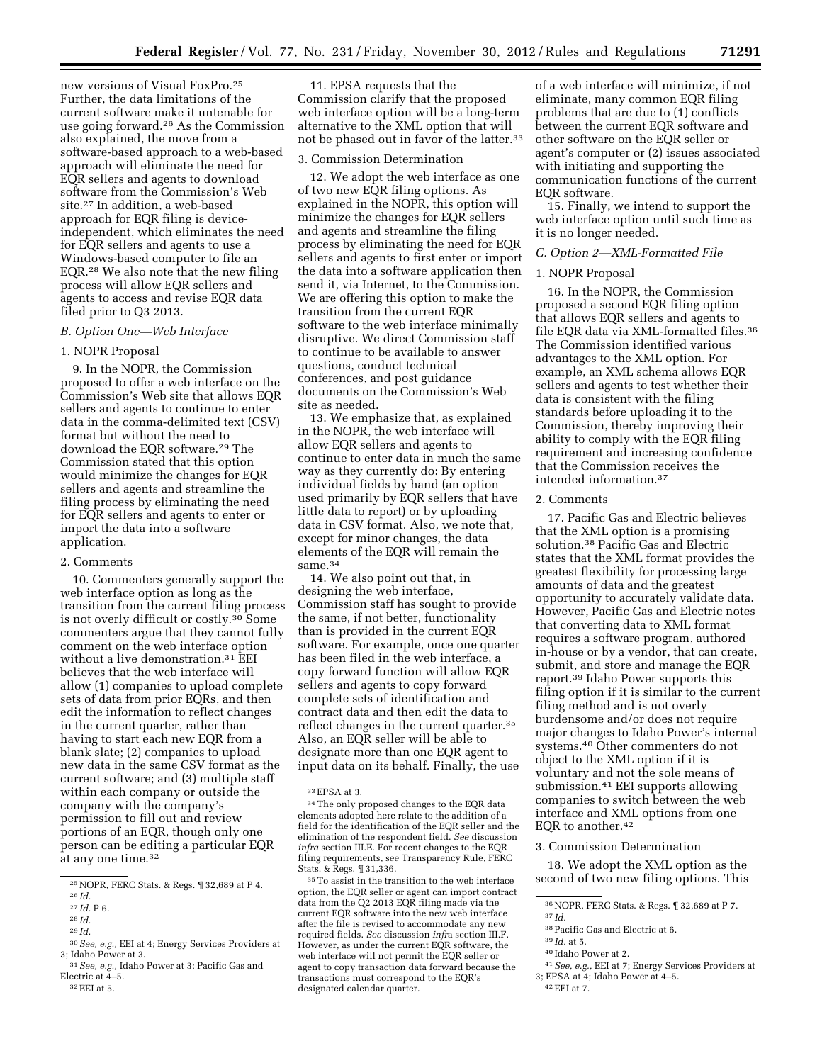new versions of Visual FoxPro.[25] Further, the data limitations of the current software make it untenable for use going forward.[26] As the Commission also explained, the move from a software-based approach to a web-based approach will eliminate the need for EQR sellers and agents to download software from the Commission's Web site.[27] In addition, a web-based approach for EQR filing is device-independent, which eliminates the need for EQR sellers and agents to use a Windows-based computer to file an EQR.[28] We also note that the new filing process will allow EQR sellers and agents to access and revise EQR data filed prior to Q3 2013.

### *B. Option One—Web Interface*

#### 1. NOPR Proposal

9. In the NOPR, the Commission proposed to offer a web interface on the Commission's Web site that allows EQR sellers and agents to continue to enter data in the comma-delimited text (CSV) format but without the need to download the EQR software.[29] The Commission stated that this option would minimize the changes for EQR sellers and agents and streamline the filing process by eliminating the need for EQR sellers and agents to enter or import the data into a software application.

#### 2. Comments

10. Commenters generally support the web interface option as long as the transition from the current filing process is not overly difficult or costly.[30] Some commenters argue that they cannot fully comment on the web interface option without a live demonstration.[31] EEI believes that the web interface will allow (1) companies to upload complete sets of data from prior EQRs, and then edit the information to reflect changes in the current quarter, rather than having to start each new EQR from a blank slate; (2) companies to upload new data in the same CSV format as the current software; and (3) multiple staff within each company or outside the company with the company's permission to fill out and review portions of an EQR, though only one person can be editing a particular EQR at any one time.[32]

11. EPSA requests that the Commission clarify that the proposed web interface option will be a long-term alternative to the XML option that will not be phased out in favor of the latter.[33]

#### 3. Commission Determination

12. We adopt the web interface as one of two new EQR filing options. As explained in the NOPR, this option will minimize the changes for EQR sellers and agents and streamline the filing process by eliminating the need for EQR sellers and agents to first enter or import the data into a software application then send it, via Internet, to the Commission. We are offering this option to make the transition from the current EQR software to the web interface minimally disruptive. We direct Commission staff to continue to be available to answer questions, conduct technical conferences, and post guidance documents on the Commission's Web site as needed.

13. We emphasize that, as explained in the NOPR, the web interface will allow EQR sellers and agents to continue to enter data in much the same way as they currently do: By entering individual fields by hand (an option used primarily by EQR sellers that have little data to report) or by uploading data in CSV format. Also, we note that, except for minor changes, the data elements of the EQR will remain the same.[34]

14. We also point out that, in designing the web interface, Commission staff has sought to provide the same, if not better, functionality than is provided in the current EQR software. For example, once one quarter has been filed in the web interface, a copy forward function will allow EQR sellers and agents to copy forward complete sets of identification and contract data and then edit the data to reflect changes in the current quarter.[35] Also, an EQR seller will be able to designate more than one EQR agent to input data on its behalf. Finally, the use of a web interface will minimize, if not eliminate, many common EQR filing problems that are due to (1) conflicts between the current EQR software and other software on the EQR seller or agent's computer or (2) issues associated with initiating and supporting the communication functions of the current EQR software.

15. Finally, we intend to support the web interface option until such time as it is no longer needed.

### *C. Option 2—XML-Formatted File*

#### 1. NOPR Proposal

16. In the NOPR, the Commission proposed a second EQR filing option that allows EQR sellers and agents to file EQR data via XML-formatted files.[36] The Commission identified various advantages to the XML option. For example, an XML schema allows EQR sellers and agents to test whether their data is consistent with the filing standards before uploading it to the Commission, thereby improving their ability to comply with the EQR filing requirement and increasing confidence that the Commission receives the intended information.[37]

#### 2. Comments

17. Pacific Gas and Electric believes that the XML option is a promising solution.[38] Pacific Gas and Electric states that the XML format provides the greatest flexibility for processing large amounts of data and the greatest opportunity to accurately validate data. However, Pacific Gas and Electric notes that converting data to XML format requires a software program, authored in-house or by a vendor, that can create, submit, and store and manage the EQR report.[39] Idaho Power supports this filing option if it is similar to the current filing method and is not overly burdensome and/or does not require major changes to Idaho Power's internal systems.[40] Other commenters do not object to the XML option if it is voluntary and not the sole means of submission.[41] EEI supports allowing companies to switch between the web interface and XML options from one EQR to another.[42]

#### 3. Commission Determination

18. We adopt the XML option as the second of two new filing options. This

---

[25] NOPR, FERC Stats. & Regs. ¶ 32,689 at P 4.

[26] *Id.*

[27] *Id.* P 6.

[28] *Id.*

[29] *Id.*

[30] *See, e.g.,* EEI at 4; Energy Services Providers at 3; Idaho Power at 3.

[31] *See, e.g.,* Idaho Power at 3; Pacific Gas and Electric at 4–5.

[32] EEI at 5.

[33] EPSA at 3.

[34] The only proposed changes to the EQR data elements adopted here relate to the addition of a field for the identification of the EQR seller and the elimination of the respondent field. *See* discussion *infra* section III.E. For recent changes to the EQR filing requirements, see Transparency Rule, FERC Stats. & Regs. ¶ 31,336.

[35] To assist in the transition to the web interface option, the EQR seller or agent can import contract data from the Q2 2013 EQR filing made via the current EQR software into the new web interface after the file is revised to accommodate any new required fields. *See* discussion *infra* section III.F. However, as under the current EQR software, the web interface will not permit the EQR seller or agent to copy transaction data forward because the transactions must correspond to the EQR's designated calendar quarter.

[36] NOPR, FERC Stats. & Regs. ¶ 32,689 at P 7.

[37] *Id.*

[38] Pacific Gas and Electric at 6.

[39] *Id.* at 5.

[40] Idaho Power at 2.

[41] *See, e.g.,* EEI at 7; Energy Services Providers at 3; EPSA at 4; Idaho Power at 4–5.

[42] EEI at 7.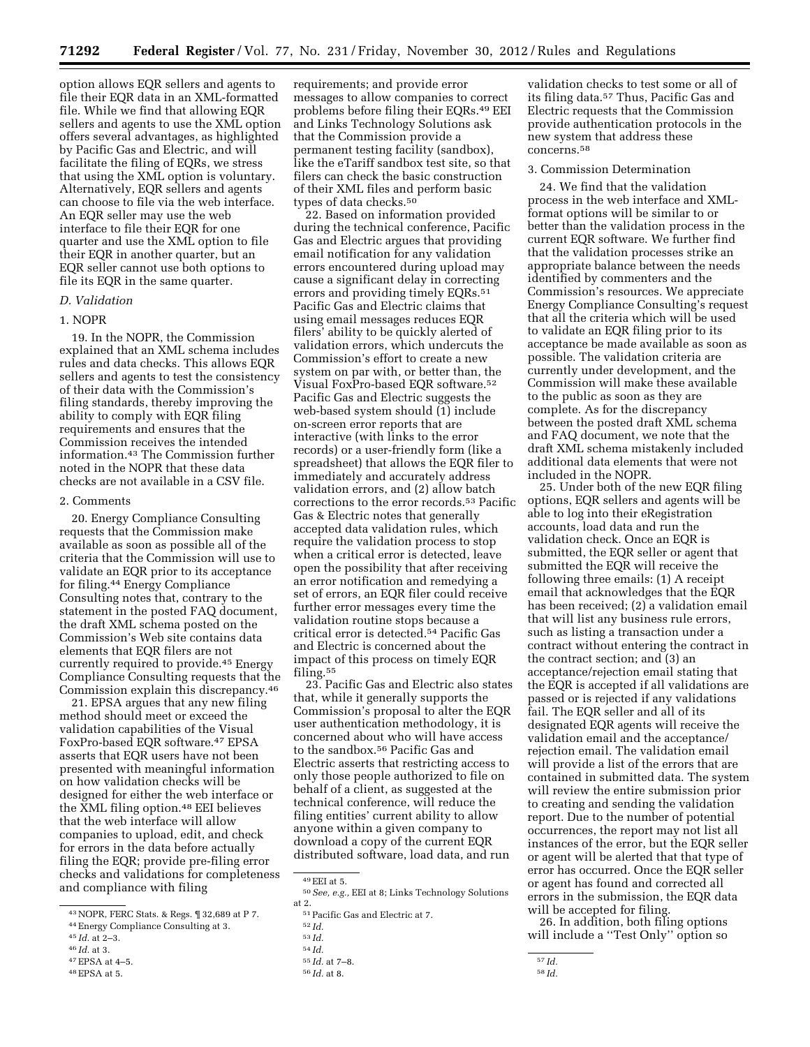option allows EQR sellers and agents to file their EQR data in an XML-formatted file. While we find that allowing EQR sellers and agents to use the XML option offers several advantages, as highlighted by Pacific Gas and Electric, and will facilitate the filing of EQRs, we stress that using the XML option is voluntary. Alternatively, EQR sellers and agents can choose to file via the web interface. An EQR seller may use the web interface to file their EQR for one quarter and use the XML option to file their EQR in another quarter, but an EQR seller cannot use both options to file its EQR in the same quarter.

### *D. Validation*

#### 1. NOPR

19. In the NOPR, the Commission explained that an XML schema includes rules and data checks. This allows EQR sellers and agents to test the consistency of their data with the Commission's filing standards, thereby improving the ability to comply with EQR filing requirements and ensures that the Commission receives the intended information.[43] The Commission further noted in the NOPR that these data checks are not available in a CSV file.

#### 2. Comments

20. Energy Compliance Consulting requests that the Commission make available as soon as possible all of the criteria that the Commission will use to validate an EQR prior to its acceptance for filing.[44] Energy Compliance Consulting notes that, contrary to the statement in the posted FAQ document, the draft XML schema posted on the Commission's Web site contains data elements that EQR filers are not currently required to provide.[45] Energy Compliance Consulting requests that the Commission explain this discrepancy.[46]

21. EPSA argues that any new filing method should meet or exceed the validation capabilities of the Visual FoxPro-based EQR software.[47] EPSA asserts that EQR users have not been presented with meaningful information on how validation checks will be designed for either the web interface or the XML filing option.[48] EEI believes that the web interface will allow companies to upload, edit, and check for errors in the data before actually filing the EQR; provide pre-filing error checks and validations for completeness and compliance with filing requirements; and provide error messages to allow companies to correct problems before filing their EQRs.[49] EEI and Links Technology Solutions ask that the Commission provide a permanent testing facility (sandbox), like the eTariff sandbox test site, so that filers can check the basic construction of their XML files and perform basic types of data checks.[50]

22. Based on information provided during the technical conference, Pacific Gas and Electric argues that providing email notification for any validation errors encountered during upload may cause a significant delay in correcting errors and providing timely EQRs.[51] Pacific Gas and Electric claims that using email messages reduces EQR filers' ability to be quickly alerted of validation errors, which undercuts the Commission's effort to create a new system on par with, or better than, the Visual FoxPro-based EQR software.[52] Pacific Gas and Electric suggests the web-based system should (1) include on-screen error reports that are interactive (with links to the error records) or a user-friendly form (like a spreadsheet) that allows the EQR filer to immediately and accurately address validation errors, and (2) allow batch corrections to the error records.[53] Pacific Gas & Electric notes that generally accepted data validation rules, which require the validation process to stop when a critical error is detected, leave open the possibility that after receiving an error notification and remedying a set of errors, an EQR filer could receive further error messages every time the validation routine stops because a critical error is detected.[54] Pacific Gas and Electric is concerned about the impact of this process on timely EQR filing.[55]

23. Pacific Gas and Electric also states that, while it generally supports the Commission's proposal to alter the EQR user authentication methodology, it is concerned about who will have access to the sandbox.[56] Pacific Gas and Electric asserts that restricting access to only those people authorized to file on behalf of a client, as suggested at the technical conference, will reduce the filing entities' current ability to allow anyone within a given company to download a copy of the current EQR distributed software, load data, and run validation checks to test some or all of its filing data.[57] Thus, Pacific Gas and Electric requests that the Commission provide authentication protocols in the new system that address these concerns.[58]

#### 3. Commission Determination

24. We find that the validation process in the web interface and XML-format options will be similar to or better than the validation process in the current EQR software. We further find that the validation processes strike an appropriate balance between the needs identified by commenters and the Commission's resources. We appreciate Energy Compliance Consulting's request that all the criteria which will be used to validate an EQR filing prior to its acceptance be made available as soon as possible. The validation criteria are currently under development, and the Commission will make these available to the public as soon as they are complete. As for the discrepancy between the posted draft XML schema and FAQ document, we note that the draft XML schema mistakenly included additional data elements that were not included in the NOPR.

25. Under both of the new EQR filing options, EQR sellers and agents will be able to log into their eRegistration accounts, load data and run the validation check. Once an EQR is submitted, the EQR seller or agent that submitted the EQR will receive the following three emails: (1) A receipt email that acknowledges that the EQR has been received; (2) a validation email that will list any business rule errors, such as listing a transaction under a contract without entering the contract in the contract section; and (3) an acceptance/rejection email stating that the EQR is accepted if all validations are passed or is rejected if any validations fail. The EQR seller and all of its designated EQR agents will receive the validation email and the acceptance/rejection email. The validation email will provide a list of the errors that are contained in submitted data. The system will review the entire submission prior to creating and sending the validation report. Due to the number of potential occurrences, the report may not list all instances of the error, but the EQR seller or agent will be alerted that that type of error has occurred. Once the EQR seller or agent has found and corrected all errors in the submission, the EQR data will be accepted for filing.

26. In addition, both filing options will include a ''Test Only'' option so

---

[43] NOPR, FERC Stats. & Regs. ¶ 32,689 at P 7.

[44] Energy Compliance Consulting at 3.

[45] *Id.* at 2–3.

[46] *Id.* at 3.

[47] EPSA at 4–5.

[48] EPSA at 5.

[49] EEI at 5.

[50] *See, e.g.,* EEI at 8; Links Technology Solutions at 2.

[51] Pacific Gas and Electric at 7.

[52] *Id.*

[53] *Id.*

[54] *Id.*

[55] *Id.* at 7–8.

[56] *Id.* at 8.

[57] *Id.*

[58] *Id.*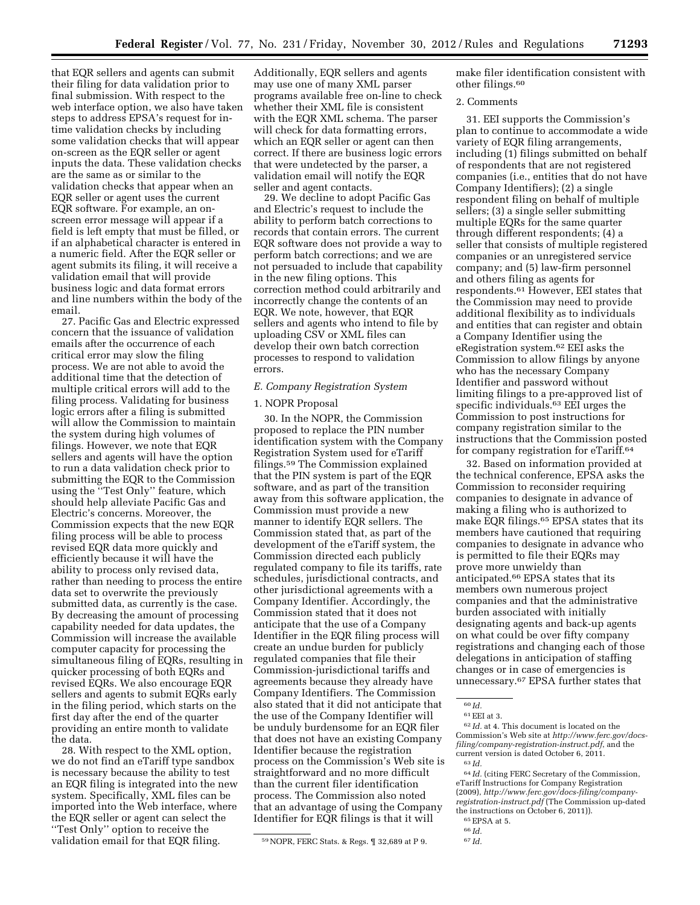that EQR sellers and agents can submit their filing for data validation prior to final submission. With respect to the web interface option, we also have taken steps to address EPSA's request for in-time validation checks by including some validation checks that will appear on-screen as the EQR seller or agent inputs the data. These validation checks are the same as or similar to the validation checks that appear when an EQR seller or agent uses the current EQR software. For example, an on-screen error message will appear if a field is left empty that must be filled, or if an alphabetical character is entered in a numeric field. After the EQR seller or agent submits its filing, it will receive a validation email that will provide business logic and data format errors and line numbers within the body of the email.

27. Pacific Gas and Electric expressed concern that the issuance of validation emails after the occurrence of each critical error may slow the filing process. We are not able to avoid the additional time that the detection of multiple critical errors will add to the filing process. Validating for business logic errors after a filing is submitted will allow the Commission to maintain the system during high volumes of filings. However, we note that EQR sellers and agents will have the option to run a data validation check prior to submitting the EQR to the Commission using the ''Test Only'' feature, which should help alleviate Pacific Gas and Electric's concerns. Moreover, the Commission expects that the new EQR filing process will be able to process revised EQR data more quickly and efficiently because it will have the ability to process only revised data, rather than needing to process the entire data set to overwrite the previously submitted data, as currently is the case. By decreasing the amount of processing capability needed for data updates, the Commission will increase the available computer capacity for processing the simultaneous filing of EQRs, resulting in quicker processing of both EQRs and revised EQRs. We also encourage EQR sellers and agents to submit EQRs early in the filing period, which starts on the first day after the end of the quarter providing an entire month to validate the data.

28. With respect to the XML option, we do not find an eTariff type sandbox is necessary because the ability to test an EQR filing is integrated into the new system. Specifically, XML files can be imported into the Web interface, where the EQR seller or agent can select the ''Test Only'' option to receive the validation email for that EQR filing. Additionally, EQR sellers and agents may use one of many XML parser programs available free on-line to check whether their XML file is consistent with the EQR XML schema. The parser will check for data formatting errors, which an EQR seller or agent can then correct. If there are business logic errors that were undetected by the parser, a validation email will notify the EQR seller and agent contacts.

29. We decline to adopt Pacific Gas and Electric's request to include the ability to perform batch corrections to records that contain errors. The current EQR software does not provide a way to perform batch corrections; and we are not persuaded to include that capability in the new filing options. This correction method could arbitrarily and incorrectly change the contents of an EQR. We note, however, that EQR sellers and agents who intend to file by uploading CSV or XML files can develop their own batch correction processes to respond to validation errors.

### *E. Company Registration System*

#### 1. NOPR Proposal

30. In the NOPR, the Commission proposed to replace the PIN number identification system with the Company Registration System used for eTariff filings.[59] The Commission explained that the PIN system is part of the EQR software, and as part of the transition away from this software application, the Commission must provide a new manner to identify EQR sellers. The Commission stated that, as part of the development of the eTariff system, the Commission directed each publicly regulated company to file its tariffs, rate schedules, jurisdictional contracts, and other jurisdictional agreements with a Company Identifier. Accordingly, the Commission stated that it does not anticipate that the use of a Company Identifier in the EQR filing process will create an undue burden for publicly regulated companies that file their Commission-jurisdictional tariffs and agreements because they already have Company Identifiers. The Commission also stated that it did not anticipate that the use of the Company Identifier will be unduly burdensome for an EQR filer that does not have an existing Company Identifier because the registration process on the Commission's Web site is straightforward and no more difficult than the current filer identification process. The Commission also noted that an advantage of using the Company Identifier for EQR filings is that it will make filer identification consistent with other filings.[60]

#### 2. Comments

31. EEI supports the Commission's plan to continue to accommodate a wide variety of EQR filing arrangements, including (1) filings submitted on behalf of respondents that are not registered companies (i.e., entities that do not have Company Identifiers); (2) a single respondent filing on behalf of multiple sellers; (3) a single seller submitting multiple EQRs for the same quarter through different respondents; (4) a seller that consists of multiple registered companies or an unregistered service company; and (5) law-firm personnel and others filing as agents for respondents.[61] However, EEI states that the Commission may need to provide additional flexibility as to individuals and entities that can register and obtain a Company Identifier using the eRegistration system.[62] EEI asks the Commission to allow filings by anyone who has the necessary Company Identifier and password without limiting filings to a pre-approved list of specific individuals.[63] EEI urges the Commission to post instructions for company registration similar to the instructions that the Commission posted for company registration for eTariff.[64]

32. Based on information provided at the technical conference, EPSA asks the Commission to reconsider requiring companies to designate in advance of making a filing who is authorized to make EQR filings.[65] EPSA states that its members have cautioned that requiring companies to designate in advance who is permitted to file their EQRs may prove more unwieldy than anticipated.[66] EPSA states that its members own numerous project companies and that the administrative burden associated with initially designating agents and back-up agents on what could be over fifty company registrations and changing each of those delegations in anticipation of staffing changes or in case of emergencies is unnecessary.[67] EPSA further states that

---

[59] NOPR, FERC Stats. & Regs. ¶ 32,689 at P 9.

[60] *Id.*

[61] EEI at 3.

[62] *Id.* at 4. This document is located on the Commission's Web site at *http://www.ferc.gov/docs-filing/company-registration-instruct.pdf*, and the current version is dated October 6, 2011.

[63] *Id.*

[64] *Id.* (citing FERC Secretary of the Commission, eTariff Instructions for Company Registration (2009), *http://www.ferc.gov/docs-filing/company-registration-instruct.pdf* (The Commission up-dated the instructions on October 6, 2011)).

[65] EPSA at 5.

[66] *Id.*

[67] *Id.*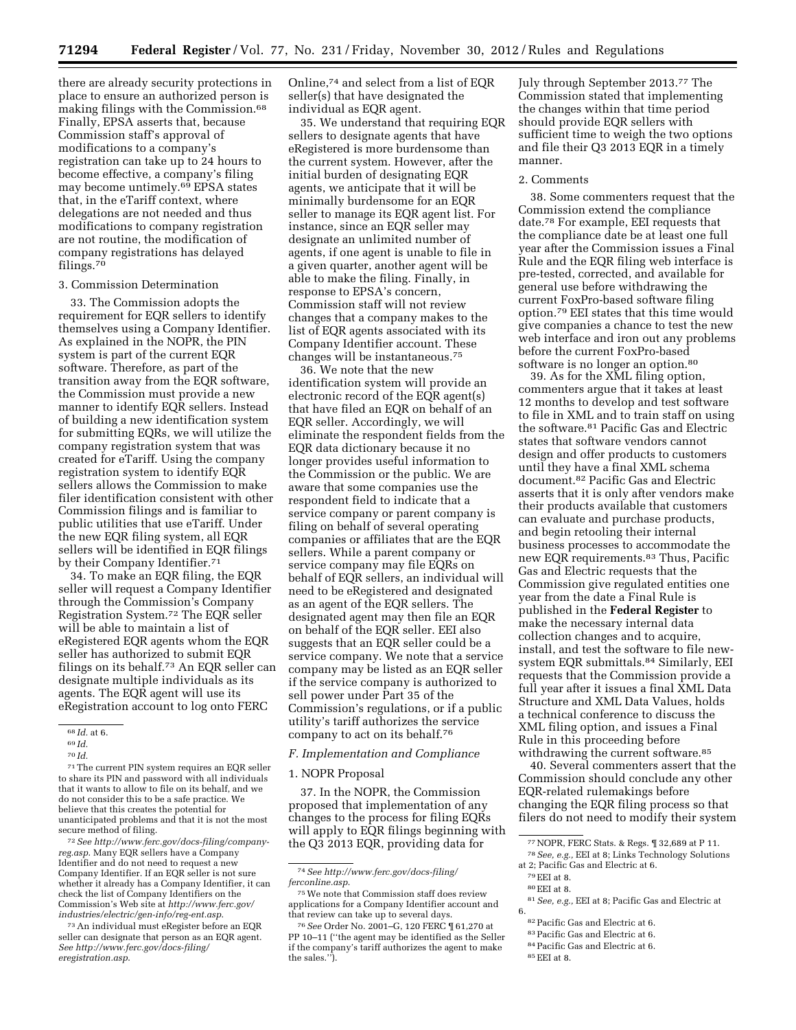there are already security protections in place to ensure an authorized person is making filings with the Commission.[68] Finally, EPSA asserts that, because Commission staff's approval of modifications to a company's registration can take up to 24 hours to become effective, a company's filing may become untimely.[69] EPSA states that, in the eTariff context, where delegations are not needed and thus modifications to company registration are not routine, the modification of company registrations has delayed filings.[70]

3. Commission Determination

33. The Commission adopts the requirement for EQR sellers to identify themselves using a Company Identifier. As explained in the NOPR, the PIN system is part of the current EQR software. Therefore, as part of the transition away from the EQR software, the Commission must provide a new manner to identify EQR sellers. Instead of building a new identification system for submitting EQRs, we will utilize the company registration system that was created for eTariff. Using the company registration system to identify EQR sellers allows the Commission to make filer identification consistent with other Commission filings and is familiar to public utilities that use eTariff. Under the new EQR filing system, all EQR sellers will be identified in EQR filings by their Company Identifier.[71]

34. To make an EQR filing, the EQR seller will request a Company Identifier through the Commission's Company Registration System.[72] The EQR seller will be able to maintain a list of eRegistered EQR agents whom the EQR seller has authorized to submit EQR filings on its behalf.[73] An EQR seller can designate multiple individuals as its agents. The EQR agent will use its eRegistration account to log onto FERC Online,[74] and select from a list of EQR seller(s) that have designated the individual as EQR agent.

35. We understand that requiring EQR sellers to designate agents that have eRegistered is more burdensome than the current system. However, after the initial burden of designating EQR agents, we anticipate that it will be minimally burdensome for an EQR seller to manage its EQR agent list. For instance, since an EQR seller may designate an unlimited number of agents, if one agent is unable to file in a given quarter, another agent will be able to make the filing. Finally, in response to EPSA's concern, Commission staff will not review changes that a company makes to the list of EQR agents associated with its Company Identifier account. These changes will be instantaneous.[75]

36. We note that the new identification system will provide an electronic record of the EQR agent(s) that have filed an EQR on behalf of an EQR seller. Accordingly, we will eliminate the respondent fields from the EQR data dictionary because it no longer provides useful information to the Commission or the public. We are aware that some companies use the respondent field to indicate that a service company or parent company is filing on behalf of several operating companies or affiliates that are the EQR sellers. While a parent company or service company may file EQRs on behalf of EQR sellers, an individual will need to be eRegistered and designated as an agent of the EQR sellers. The designated agent may then file an EQR on behalf of the EQR seller. EEI also suggests that an EQR seller could be a service company. We note that a service company may be listed as an EQR seller if the service company is authorized to sell power under Part 35 of the Commission's regulations, or if a public utility's tariff authorizes the service company to act on its behalf.[76]

*F. Implementation and Compliance*

1. NOPR Proposal

37. In the NOPR, the Commission proposed that implementation of any changes to the process for filing EQRs will apply to EQR filings beginning with the Q3 2013 EQR, providing data for July through September 2013.[77] The Commission stated that implementing the changes within that time period should provide EQR sellers with sufficient time to weigh the two options and file their Q3 2013 EQR in a timely manner.

2. Comments

38. Some commenters request that the Commission extend the compliance date.[78] For example, EEI requests that the compliance date be at least one full year after the Commission issues a Final Rule and the EQR filing web interface is pre-tested, corrected, and available for general use before withdrawing the current FoxPro-based software filing option.[79] EEI states that this time would give companies a chance to test the new web interface and iron out any problems before the current FoxPro-based software is no longer an option.[80]

39. As for the XML filing option, commenters argue that it takes at least 12 months to develop and test software to file in XML and to train staff on using the software.[81] Pacific Gas and Electric states that software vendors cannot design and offer products to customers until they have a final XML schema document.[82] Pacific Gas and Electric asserts that it is only after vendors make their products available that customers can evaluate and purchase products, and begin retooling their internal business processes to accommodate the new EQR requirements.[83] Thus, Pacific Gas and Electric requests that the Commission give regulated entities one year from the date a Final Rule is published in the **Federal Register** to make the necessary internal data collection changes and to acquire, install, and test the software to file new-system EQR submittals.[84] Similarly, EEI requests that the Commission provide a full year after it issues a final XML Data Structure and XML Data Values, holds a technical conference to discuss the XML filing option, and issues a Final Rule in this proceeding before withdrawing the current software.[85]

40. Several commenters assert that the Commission should conclude any other EQR-related rulemakings before changing the EQR filing process so that filers do not need to modify their system

---

[68] *Id.* at 6.

[69] *Id.*

[70] *Id.*

[71] The current PIN system requires an EQR seller to share its PIN and password with all individuals that it wants to allow to file on its behalf, and we do not consider this to be a safe practice. We believe that this creates the potential for unanticipated problems and that it is not the most secure method of filing.

[72] *See http://www.ferc.gov/docs-filing/company-reg.asp*. Many EQR sellers have a Company Identifier and do not need to request a new Company Identifier. If an EQR seller is not sure whether it already has a Company Identifier, it can check the list of Company Identifiers on the Commission's Web site at *http://www.ferc.gov/industries/electric/gen-info/reg-ent.asp*.

[73] An individual must eRegister before an EQR seller can designate that person as an EQR agent. *See http://www.ferc.gov/docs-filing/eregistration.asp*.

[74] *See http://www.ferc.gov/docs-filing/ferconline.asp*.

[75] We note that Commission staff does review applications for a Company Identifier account and that review can take up to several days.

[76] *See* Order No. 2001–G, 120 FERC ¶ 61,270 at PP 10–11 (''the agent may be identified as the Seller if the company's tariff authorizes the agent to make the sales.'').

[77] NOPR, FERC Stats. & Regs. ¶ 32,689 at P 11.

[78] *See, e.g.,* EEI at 8; Links Technology Solutions at 2; Pacific Gas and Electric at 6.

[79] EEI at 8.

[80] EEI at 8.

[81] *See, e.g.,* EEI at 8; Pacific Gas and Electric at 6.

[82] Pacific Gas and Electric at 6.

[83] Pacific Gas and Electric at 6.

[84] Pacific Gas and Electric at 6.

[85] EEI at 8.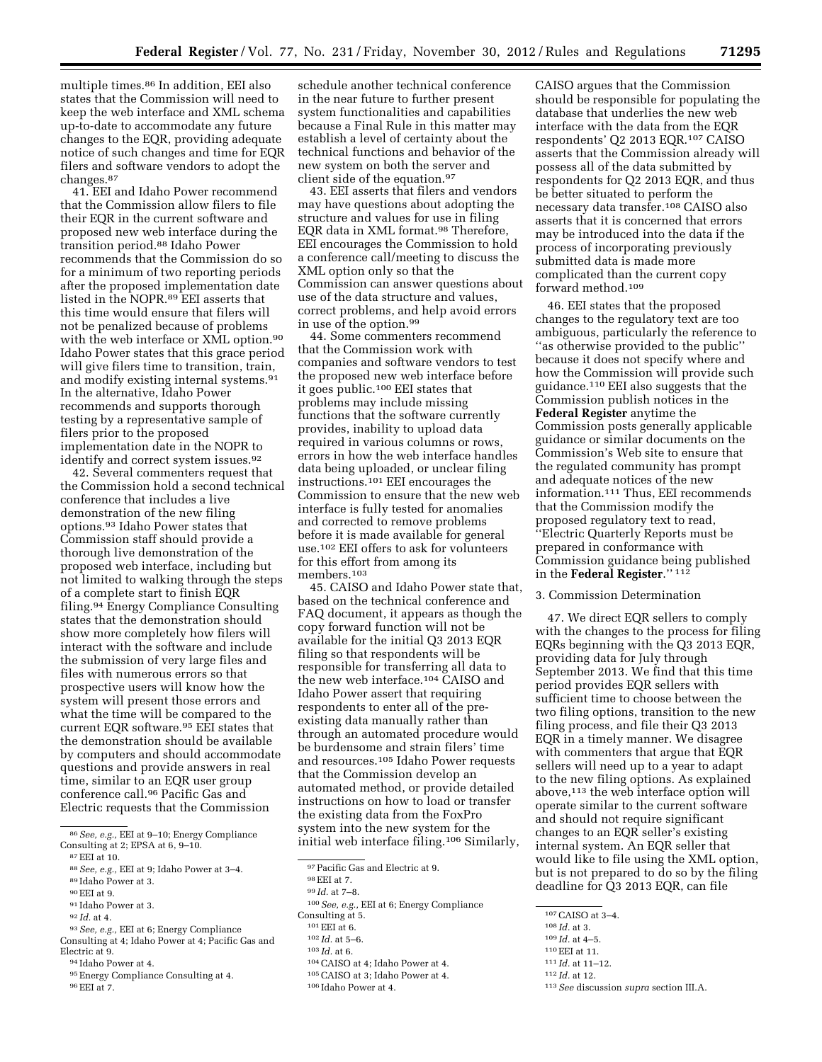multiple times.[86] In addition, EEI also states that the Commission will need to keep the web interface and XML schema up-to-date to accommodate any future changes to the EQR, providing adequate notice of such changes and time for EQR filers and software vendors to adopt the changes.[87]

41. EEI and Idaho Power recommend that the Commission allow filers to file their EQR in the current software and proposed new web interface during the transition period.[88] Idaho Power recommends that the Commission do so for a minimum of two reporting periods after the proposed implementation date listed in the NOPR.[89] EEI asserts that this time would ensure that filers will not be penalized because of problems with the web interface or XML option.[90] Idaho Power states that this grace period will give filers time to transition, train, and modify existing internal systems.[91] In the alternative, Idaho Power recommends and supports thorough testing by a representative sample of filers prior to the proposed implementation date in the NOPR to identify and correct system issues.[92]

42. Several commenters request that the Commission hold a second technical conference that includes a live demonstration of the new filing options.[93] Idaho Power states that Commission staff should provide a thorough live demonstration of the proposed web interface, including but not limited to walking through the steps of a complete start to finish EQR filing.[94] Energy Compliance Consulting states that the demonstration should show more completely how filers will interact with the software and include the submission of very large files and files with numerous errors so that prospective users will know how the system will present those errors and what the time will be compared to the current EQR software.[95] EEI states that the demonstration should be available by computers and should accommodate questions and provide answers in real time, similar to an EQR user group conference call.[96] Pacific Gas and Electric requests that the Commission schedule another technical conference in the near future to further present system functionalities and capabilities because a Final Rule in this matter may establish a level of certainty about the technical functions and behavior of the new system on both the server and client side of the equation.[97]

43. EEI asserts that filers and vendors may have questions about adopting the structure and values for use in filing EQR data in XML format.[98] Therefore, EEI encourages the Commission to hold a conference call/meeting to discuss the XML option only so that the Commission can answer questions about use of the data structure and values, correct problems, and help avoid errors in use of the option.[99]

44. Some commenters recommend that the Commission work with companies and software vendors to test the proposed new web interface before it goes public.[100] EEI states that problems may include missing functions that the software currently provides, inability to upload data required in various columns or rows, errors in how the web interface handles data being uploaded, or unclear filing instructions.[101] EEI encourages the Commission to ensure that the new web interface is fully tested for anomalies and corrected to remove problems before it is made available for general use.[102] EEI offers to ask for volunteers for this effort from among its members.[103]

45. CAISO and Idaho Power state that, based on the technical conference and FAQ document, it appears as though the copy forward function will not be available for the initial Q3 2013 EQR filing so that respondents will be responsible for transferring all data to the new web interface.[104] CAISO and Idaho Power assert that requiring respondents to enter all of the pre-existing data manually rather than through an automated procedure would be burdensome and strain filers' time and resources.[105] Idaho Power requests that the Commission develop an automated method, or provide detailed instructions on how to load or transfer the existing data from the FoxPro system into the new system for the initial web interface filing.[106] Similarly, CAISO argues that the Commission should be responsible for populating the database that underlies the new web interface with the data from the EQR respondents' Q2 2013 EQR.[107] CAISO asserts that the Commission already will possess all of the data submitted by respondents for Q2 2013 EQR, and thus be better situated to perform the necessary data transfer.[108] CAISO also asserts that it is concerned that errors may be introduced into the data if the process of incorporating previously submitted data is made more complicated than the current copy forward method.[109]

46. EEI states that the proposed changes to the regulatory text are too ambiguous, particularly the reference to ''as otherwise provided to the public'' because it does not specify where and how the Commission will provide such guidance.[110] EEI also suggests that the Commission publish notices in the **Federal Register** anytime the Commission posts generally applicable guidance or similar documents on the Commission's Web site to ensure that the regulated community has prompt and adequate notices of the new information.[111] Thus, EEI recommends that the Commission modify the proposed regulatory text to read, ''Electric Quarterly Reports must be prepared in conformance with Commission guidance being published in the **Federal Register**.'' [112]

3. Commission Determination

47. We direct EQR sellers to comply with the changes to the process for filing EQRs beginning with the Q3 2013 EQR, providing data for July through September 2013. We find that this time period provides EQR sellers with sufficient time to choose between the two filing options, transition to the new filing process, and file their Q3 2013 EQR in a timely manner. We disagree with commenters that argue that EQR sellers will need up to a year to adapt to the new filing options. As explained above,[113] the web interface option will operate similar to the current software and should not require significant changes to an EQR seller's existing internal system. An EQR seller that would like to file using the XML option, but is not prepared to do so by the filing deadline for Q3 2013 EQR, can file

---

[86] *See, e.g.,* EEI at 9–10; Energy Compliance Consulting at 2; EPSA at 6, 9–10.

[87] EEI at 10.

[88] *See, e.g.,* EEI at 9; Idaho Power at 3–4.

[89] Idaho Power at 3.

[90] EEI at 9.

[91] Idaho Power at 3.

[92] *Id.* at 4.

[93] *See, e.g.,* EEI at 6; Energy Compliance Consulting at 4; Idaho Power at 4; Pacific Gas and Electric at 9.

[94] Idaho Power at 4.

[95] Energy Compliance Consulting at 4.

[96] EEI at 7.

[97] Pacific Gas and Electric at 9.

[98] EEI at 7.

[99] *Id.* at 7–8.

[100] *See, e.g.,* EEI at 6; Energy Compliance Consulting at 5.

[101] EEI at 6.

[102] *Id.* at 5–6.

[103] *Id.* at 6.

[104] CAISO at 4; Idaho Power at 4.

[105] CAISO at 3; Idaho Power at 4.

[106] Idaho Power at 4.

[107] CAISO at 3–4.

[108] *Id.* at 3.

[109] *Id.* at 4–5.

[110] EEI at 11.

[111] *Id.* at 11–12.

[112] *Id.* at 12.

[113] *See* discussion *supra* section III.A.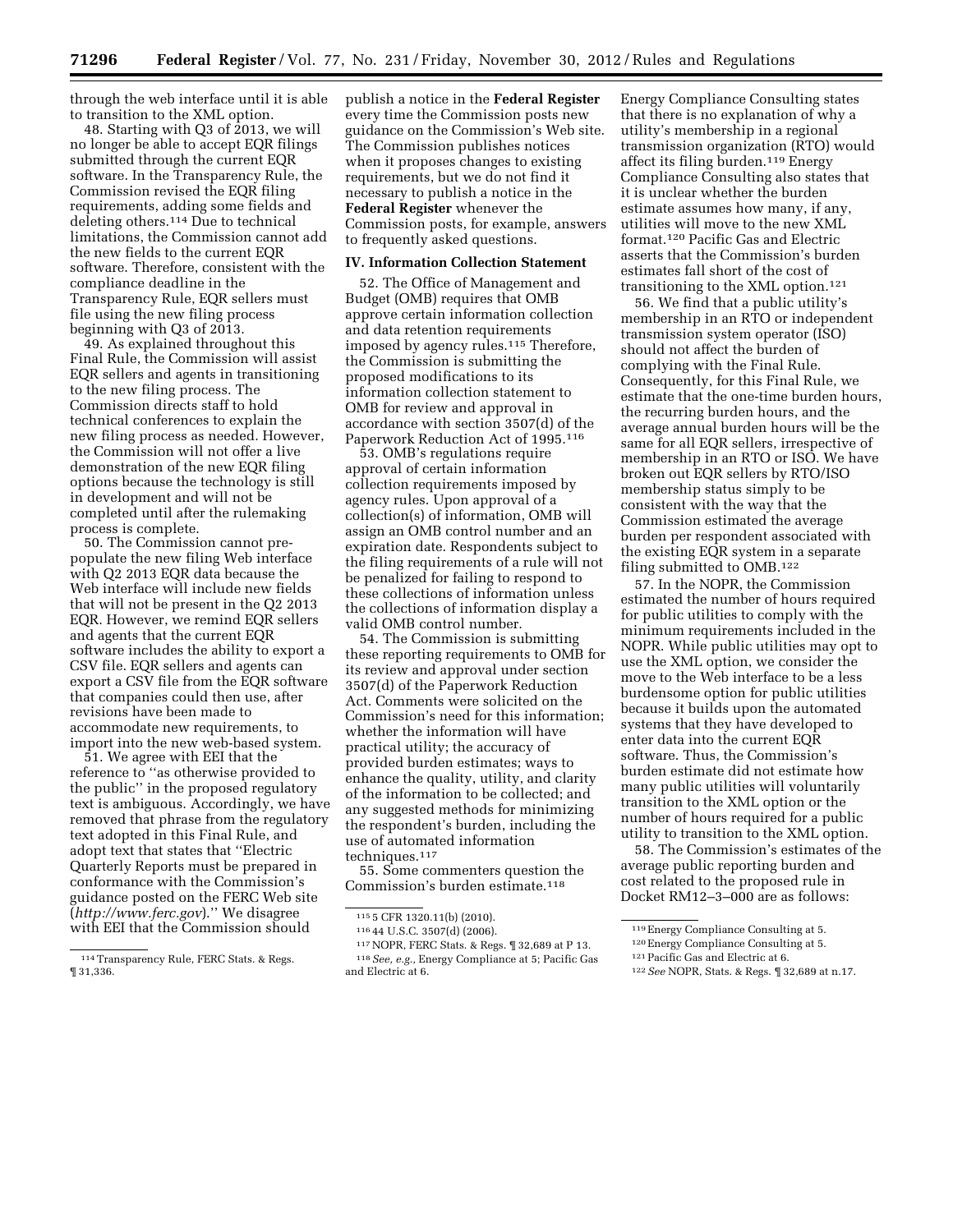through the web interface until it is able to transition to the XML option.

48. Starting with Q3 of 2013, we will no longer be able to accept EQR filings submitted through the current EQR software. In the Transparency Rule, the Commission revised the EQR filing requirements, adding some fields and deleting others.[114] Due to technical limitations, the Commission cannot add the new fields to the current EQR software. Therefore, consistent with the compliance deadline in the Transparency Rule, EQR sellers must file using the new filing process beginning with Q3 of 2013.

49. As explained throughout this Final Rule, the Commission will assist EQR sellers and agents in transitioning to the new filing process. The Commission directs staff to hold technical conferences to explain the new filing process as needed. However, the Commission will not offer a live demonstration of the new EQR filing options because the technology is still in development and will not be completed until after the rulemaking process is complete.

50. The Commission cannot pre-populate the new filing Web interface with Q2 2013 EQR data because the Web interface will include new fields that will not be present in the Q2 2013 EQR. However, we remind EQR sellers and agents that the current EQR software includes the ability to export a CSV file. EQR sellers and agents can export a CSV file from the EQR software that companies could then use, after revisions have been made to accommodate new requirements, to import into the new web-based system.

51. We agree with EEI that the reference to ''as otherwise provided to the public'' in the proposed regulatory text is ambiguous. Accordingly, we have removed that phrase from the regulatory text adopted in this Final Rule, and adopt text that states that ''Electric Quarterly Reports must be prepared in conformance with the Commission's guidance posted on the FERC Web site (*http://www.ferc.gov*).'' We disagree with EEI that the Commission should publish a notice in the **Federal Register** every time the Commission posts new guidance on the Commission's Web site. The Commission publishes notices when it proposes changes to existing requirements, but we do not find it necessary to publish a notice in the **Federal Register** whenever the Commission posts, for example, answers to frequently asked questions.

## IV. Information Collection Statement

52. The Office of Management and Budget (OMB) requires that OMB approve certain information collection and data retention requirements imposed by agency rules.[115] Therefore, the Commission is submitting the proposed modifications to its information collection statement to OMB for review and approval in accordance with section 3507(d) of the Paperwork Reduction Act of 1995.[116]

53. OMB's regulations require approval of certain information collection requirements imposed by agency rules. Upon approval of a collection(s) of information, OMB will assign an OMB control number and an expiration date. Respondents subject to the filing requirements of a rule will not be penalized for failing to respond to these collections of information unless the collections of information display a valid OMB control number.

54. The Commission is submitting these reporting requirements to OMB for its review and approval under section 3507(d) of the Paperwork Reduction Act. Comments were solicited on the Commission's need for this information; whether the information will have practical utility; the accuracy of provided burden estimates; ways to enhance the quality, utility, and clarity of the information to be collected; and any suggested methods for minimizing the respondent's burden, including the use of automated information techniques.[117]

55. Some commenters question the Commission's burden estimate.[118] Energy Compliance Consulting states that there is no explanation of why a utility's membership in a regional transmission organization (RTO) would affect its filing burden.[119] Energy Compliance Consulting also states that it is unclear whether the burden estimate assumes how many, if any, utilities will move to the new XML format.[120] Pacific Gas and Electric asserts that the Commission's burden estimates fall short of the cost of transitioning to the XML option.[121]

56. We find that a public utility's membership in an RTO or independent transmission system operator (ISO) should not affect the burden of complying with the Final Rule. Consequently, for this Final Rule, we estimate that the one-time burden hours, the recurring burden hours, and the average annual burden hours will be the same for all EQR sellers, irrespective of membership in an RTO or ISO. We have broken out EQR sellers by RTO/ISO membership status simply to be consistent with the way that the Commission estimated the average burden per respondent associated with the existing EQR system in a separate filing submitted to OMB.[122]

57. In the NOPR, the Commission estimated the number of hours required for public utilities to comply with the minimum requirements included in the NOPR. While public utilities may opt to use the XML option, we consider the move to the Web interface to be a less burdensome option for public utilities because it builds upon the automated systems that they have developed to enter data into the current EQR software. Thus, the Commission's burden estimate did not estimate how many public utilities will voluntarily transition to the XML option or the number of hours required for a public utility to transition to the XML option.

58. The Commission's estimates of the average public reporting burden and cost related to the proposed rule in Docket RM12–3–000 are as follows:

---

[114] Transparency Rule, FERC Stats. & Regs. ¶ 31,336.

[115] 5 CFR 1320.11(b) (2010).

[116] 44 U.S.C. 3507(d) (2006).

[117] NOPR, FERC Stats. & Regs. ¶ 32,689 at P 13.

[118] *See, e.g.,* Energy Compliance at 5; Pacific Gas and Electric at 6.

[119] Energy Compliance Consulting at 5.

[120] Energy Compliance Consulting at 5.

[121] Pacific Gas and Electric at 6.

[122] *See* NOPR, Stats. & Regs. ¶ 32,689 at n.17.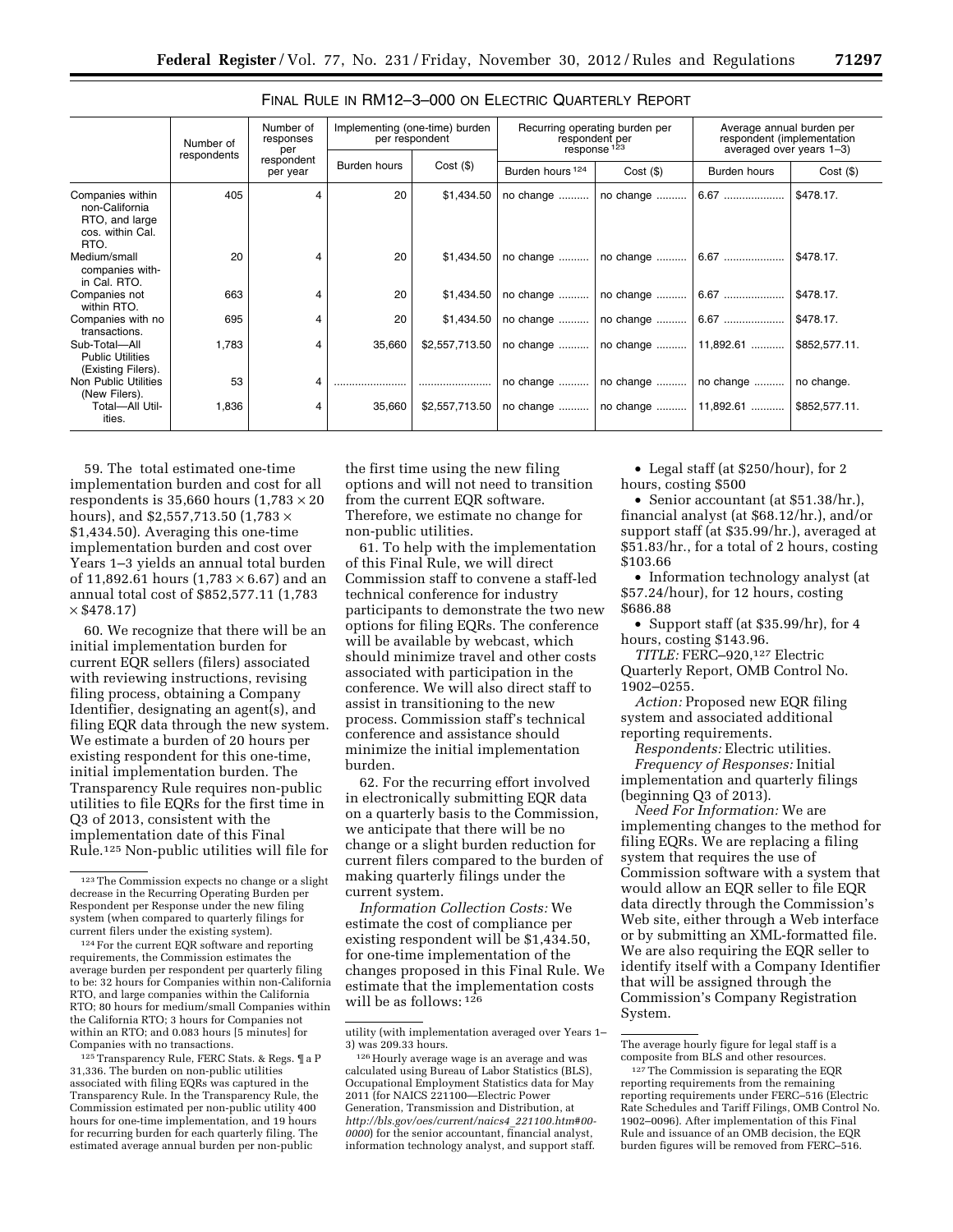FINAL RULE IN RM12–3–000 ON ELECTRIC QUARTERLY REPORT

| | Number of respondents | Number of responses per respondent per year | Implementing (one-time) burden per respondent | | Recurring operating burden per respondent per response [123] | | Average annual burden per respondent (implementation averaged over years 1–3) | |
|---|---|---|---|---|---|---|---|---|
| | | | Burden hours | Cost ($) | Burden hours [124] | Cost ($) | Burden hours | Cost ($) |
| Companies within non-California RTO, and large cos. within Cal. RTO. | 405 | 4 | 20 | $1,434.50 | no change | no change | 6.67 | $478.17. |
| Medium/small companies within Cal. RTO. | 20 | 4 | 20 | $1,434.50 | no change | no change | 6.67 | $478.17. |
| Companies not within RTO. | 663 | 4 | 20 | $1,434.50 | no change | no change | 6.67 | $478.17. |
| Companies with no transactions. | 695 | 4 | 20 | $1,434.50 | no change | no change | 6.67 | $478.17. |
| Sub-Total—All Public Utilities (Existing Filers). | 1,783 | 4 | 35,660 | $2,557,713.50 | no change | no change | 11,892.61 | $852,577.11. |
| Non Public Utilities (New Filers). | 53 | 4 | | | no change | no change | no change | no change. |
| Total—All Utilities. | 1,836 | 4 | 35,660 | $2,557,713.50 | no change | no change | 11,892.61 | $852,577.11. |

59. The total estimated one-time implementation burden and cost for all respondents is 35,660 hours (1,783 × 20 hours), and $2,557,713.50 (1,783 × $1,434.50). Averaging this one-time implementation burden and cost over Years 1–3 yields an annual total burden of 11,892.61 hours (1,783 × 6.67) and an annual total cost of $852,577.11 (1,783 × $478.17)

60. We recognize that there will be an initial implementation burden for current EQR sellers (filers) associated with reviewing instructions, revising filing process, obtaining a Company Identifier, designating an agent(s), and filing EQR data through the new system. We estimate a burden of 20 hours per existing respondent for this one-time, initial implementation burden. The Transparency Rule requires non-public utilities to file EQRs for the first time in Q3 of 2013, consistent with the implementation date of this Final Rule.[125] Non-public utilities will file for the first time using the new filing options and will not need to transition from the current EQR software. Therefore, we estimate no change for non-public utilities.

61. To help with the implementation of this Final Rule, we will direct Commission staff to convene a staff-led technical conference for industry participants to demonstrate the two new options for filing EQRs. The conference will be available by webcast, which should minimize travel and other costs associated with participation in the conference. We will also direct staff to assist in transitioning to the new process. Commission staff's technical conference and assistance should minimize the initial implementation burden.

62. For the recurring effort involved in electronically submitting EQR data on a quarterly basis to the Commission, we anticipate that there will be no change or a slight burden reduction for current filers compared to the burden of making quarterly filings under the current system.

*Information Collection Costs:* We estimate the cost of compliance per existing respondent will be $1,434.50, for one-time implementation of the changes proposed in this Final Rule. We estimate that the implementation costs will be as follows: [126]

- Legal staff (at $250/hour), for 2 hours, costing $500
- Senior accountant (at $51.38/hr.), financial analyst (at $68.12/hr.), and/or support staff (at $35.99/hr.), averaged at $51.83/hr., for a total of 2 hours, costing $103.66
- Information technology analyst (at $57.24/hour), for 12 hours, costing $686.88
- Support staff (at $35.99/hr), for 4 hours, costing $143.96.

*TITLE:* FERC–920,[127] Electric Quarterly Report, OMB Control No. 1902–0255.

*Action:* Proposed new EQR filing system and associated additional reporting requirements.

*Respondents:* Electric utilities.

*Frequency of Responses:* Initial implementation and quarterly filings (beginning Q3 of 2013).

*Need For Information:* We are implementing changes to the method for filing EQRs. We are replacing a filing system that requires the use of Commission software with a system that would allow an EQR seller to file EQR data directly through the Commission's Web site, either through a Web interface or by submitting an XML-formatted file. We are also requiring the EQR seller to identify itself with a Company Identifier that will be assigned through the Commission's Company Registration System.

---

[123] The Commission expects no change or a slight decrease in the Recurring Operating Burden per Respondent per Response under the new filing system (when compared to quarterly filings for current filers under the existing system).

[124] For the current EQR software and reporting requirements, the Commission estimates the average burden per respondent per quarterly filing to be: 32 hours for Companies within non-California RTO, and large companies within the California RTO; 80 hours for medium/small Companies within the California RTO; 3 hours for Companies not within an RTO; and 0.083 hours [5 minutes] for Companies with no transactions.

[125] Transparency Rule, FERC Stats. & Regs. ¶ a P 31,336. The burden on non-public utilities associated with filing EQRs was captured in the Transparency Rule. In the Transparency Rule, the Commission estimated per non-public utility 400 hours for one-time implementation, and 19 hours for recurring burden for each quarterly filing. The estimated average annual burden per non-public utility (with implementation averaged over Years 1–3) was 209.33 hours.

[126] Hourly average wage is an average and was calculated using Bureau of Labor Statistics (BLS), Occupational Employment Statistics data for May 2011 (for NAICS 221100—Electric Power Generation, Transmission and Distribution, at *http://bls.gov/oes/current/naics4_221100.htm#00-0000*) for the senior accountant, financial analyst, information technology analyst, and support staff. The average hourly figure for legal staff is a composite from BLS and other resources.

[127] The Commission is separating the EQR reporting requirements from the remaining reporting requirements under FERC–516 (Electric Rate Schedules and Tariff Filings, OMB Control No. 1902–0096). After implementation of this Final Rule and issuance of an OMB decision, the EQR burden figures will be removed from FERC–516.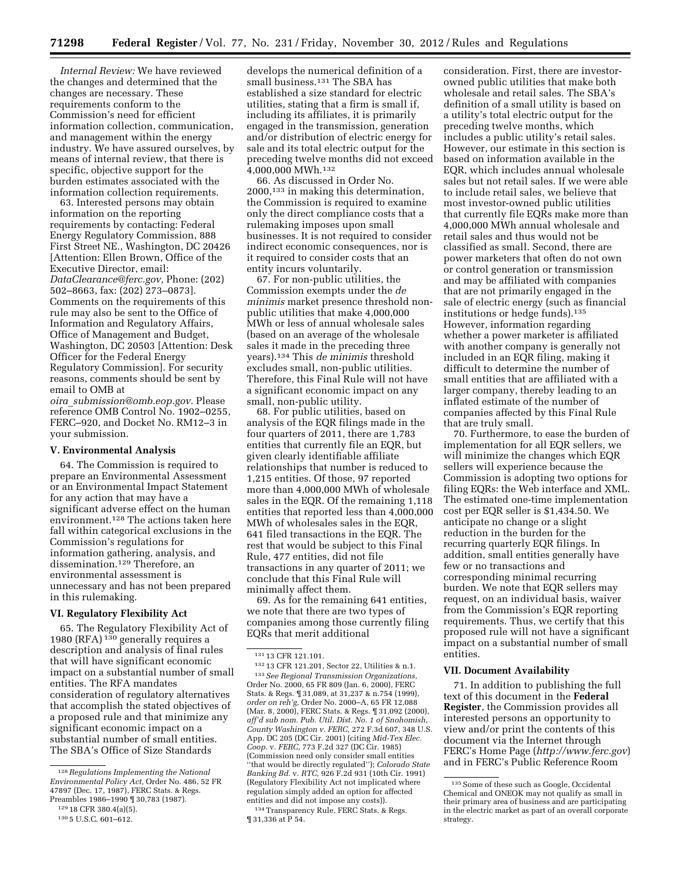*Internal Review:* We have reviewed the changes and determined that the changes are necessary. These requirements conform to the Commission's need for efficient information collection, communication, and management within the energy industry. We have assured ourselves, by means of internal review, that there is specific, objective support for the burden estimates associated with the information collection requirements.

63. Interested persons may obtain information on the reporting requirements by contacting: Federal Energy Regulatory Commission, 888 First Street NE., Washington, DC 20426 [Attention: Ellen Brown, Office of the Executive Director, email: *DataClearance@ferc.gov,* Phone: (202) 502–8663, fax: (202) 273–0873]. Comments on the requirements of this rule may also be sent to the Office of Information and Regulatory Affairs, Office of Management and Budget, Washington, DC 20503 [Attention: Desk Officer for the Federal Energy Regulatory Commission]. For security reasons, comments should be sent by email to OMB at *oira_submission@omb.eop.gov.* Please reference OMB Control No. 1902–0255, FERC–920, and Docket No. RM12–3 in your submission.

## V. Environmental Analysis

64. The Commission is required to prepare an Environmental Assessment or an Environmental Impact Statement for any action that may have a significant adverse effect on the human environment.[128] The actions taken here fall within categorical exclusions in the Commission's regulations for information gathering, analysis, and dissemination.[129] Therefore, an environmental assessment is unnecessary and has not been prepared in this rulemaking.

## VI. Regulatory Flexibility Act

65. The Regulatory Flexibility Act of 1980 (RFA)[130] generally requires a description and analysis of final rules that will have significant economic impact on a substantial number of small entities. The RFA mandates consideration of regulatory alternatives that accomplish the stated objectives of a proposed rule and that minimize any significant economic impact on a substantial number of small entities. The SBA's Office of Size Standards develops the numerical definition of a small business.[131] The SBA has established a size standard for electric utilities, stating that a firm is small if, including its affiliates, it is primarily engaged in the transmission, generation and/or distribution of electric energy for sale and its total electric output for the preceding twelve months did not exceed 4,000,000 MWh.[132]

66. As discussed in Order No. 2000,[133] in making this determination, the Commission is required to examine only the direct compliance costs that a rulemaking imposes upon small businesses. It is not required to consider indirect economic consequences, nor is it required to consider costs that an entity incurs voluntarily.

67. For non-public utilities, the Commission exempts under the *de minimis* market presence threshold non-public utilities that make 4,000,000 MWh or less of annual wholesale sales (based on an average of the wholesale sales it made in the preceding three years).[134] This *de minimis* threshold excludes small, non-public utilities. Therefore, this Final Rule will not have a significant economic impact on any small, non-public utility.

68. For public utilities, based on analysis of the EQR filings made in the four quarters of 2011, there are 1,783 entities that currently file an EQR, but given clearly identifiable affiliate relationships that number is reduced to 1,215 entities. Of those, 97 reported more than 4,000,000 MWh of wholesale sales in the EQR. Of the remaining 1,118 entities that reported less than 4,000,000 MWh of wholesales sales in the EQR, 641 filed transactions in the EQR. The rest that would be subject to this Final Rule, 477 entities, did not file transactions in any quarter of 2011; we conclude that this Final Rule will minimally affect them.

69. As for the remaining 641 entities, we note that there are two types of companies among those currently filing EQRs that merit additional consideration. First, there are investor-owned public utilities that make both wholesale and retail sales. The SBA's definition of a small utility is based on a utility's total electric output for the preceding twelve months, which includes a public utility's retail sales. However, our estimate in this section is based on information available in the EQR, which includes annual wholesale sales but not retail sales. If we were able to include retail sales, we believe that most investor-owned public utilities that currently file EQRs make more than 4,000,000 MWh annual wholesale and retail sales and thus would not be classified as small. Second, there are power marketers that often do not own or control generation or transmission and may be affiliated with companies that are not primarily engaged in the sale of electric energy (such as financial institutions or hedge funds).[135] However, information regarding whether a power marketer is affiliated with another company is generally not included in an EQR filing, making it difficult to determine the number of small entities that are affiliated with a larger company, thereby leading to an inflated estimate of the number of companies affected by this Final Rule that are truly small.

70. Furthermore, to ease the burden of implementation for all EQR sellers, we will minimize the changes which EQR sellers will experience because the Commission is adopting two options for filing EQRs: the Web interface and XML. The estimated one-time implementation cost per EQR seller is $1,434.50. We anticipate no change or a slight reduction in the burden for the recurring quarterly EQR filings. In addition, small entities generally have few or no transactions and corresponding minimal recurring burden. We note that EQR sellers may request, on an individual basis, waiver from the Commission's EQR reporting requirements. Thus, we certify that this proposed rule will not have a significant impact on a substantial number of small entities.

## VII. Document Availability

71. In addition to publishing the full text of this document in the **Federal Register**, the Commission provides all interested persons an opportunity to view and/or print the contents of this document via the Internet through FERC's Home Page (*http://www.ferc.gov*) and in FERC's Public Reference Room

---

[128] *Regulations Implementing the National Environmental Policy Act,* Order No. 486, 52 FR 47897 (Dec. 17, 1987), FERC Stats. & Regs. Preambles 1986–1990 ¶ 30,783 (1987).

[129] 18 CFR 380.4(a)(5).

[130] 5 U.S.C. 601–612.

[131] 13 CFR 121.101.

[132] 13 CFR 121.201, Sector 22, Utilities & n.1.

[133] *See Regional Transmission Organizations,* Order No. 2000, 65 FR 809 (Jan. 6, 2000), FERC Stats. & Regs. ¶ 31,089, at 31,237 & n.754 (1999), *order on reh'g,* Order No. 2000–A, 65 FR 12,088 (Mar. 8, 2000), FERC Stats. & Regs. ¶ 31,092 (2000), *aff'd sub nom. Pub. Util. Dist. No. 1 of Snohomish, County Washington v. FERC,* 272 F.3d 607, 348 U.S. App. DC 205 (DC Cir. 2001) (citing *Mid-Tex Elec. Coop.* v. *FERC,* 773 F.2d 327 (DC Cir. 1985) (Commission need only consider small entities "that would be directly regulated"); *Colorado State Banking Bd.* v. *RTC,* 926 F.2d 931 (10th Cir. 1991) (Regulatory Flexibility Act not implicated where regulation simply added an option for affected entities and did not impose any costs)).

[134] Transparency Rule, FERC Stats. & Regs. ¶ 31,336 at P 54.

[135] Some of these such as Google, Occidental Chemical and ONEOK may not qualify as small in their primary area of business and are participating in the electric market as part of an overall corporate strategy.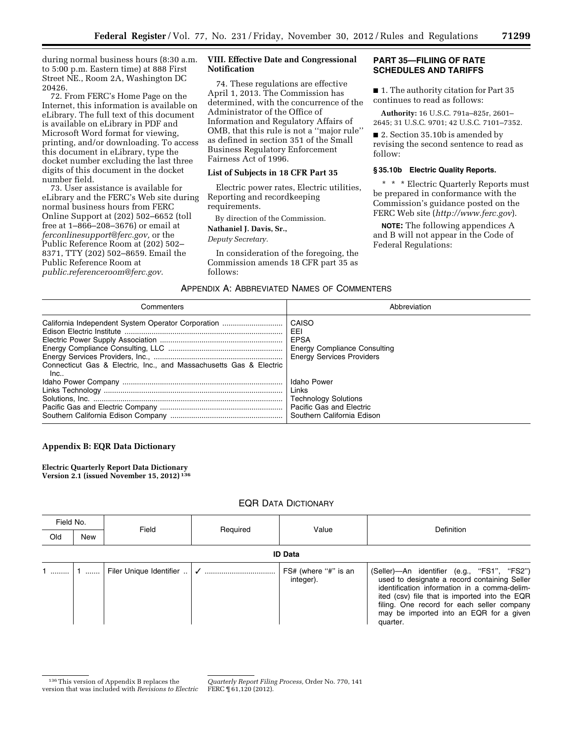during normal business hours (8:30 a.m. to 5:00 p.m. Eastern time) at 888 First Street NE., Room 2A, Washington DC 20426.

72. From FERC's Home Page on the Internet, this information is available on eLibrary. The full text of this document is available on eLibrary in PDF and Microsoft Word format for viewing, printing, and/or downloading. To access this document in eLibrary, type the docket number excluding the last three digits of this document in the docket number field.

73. User assistance is available for eLibrary and the FERC's Web site during normal business hours from FERC Online Support at (202) 502–6652 (toll free at 1–866–208–3676) or email at *ferconlinesupport@ferc.gov,* or the Public Reference Room at (202) 502–8371, TTY (202) 502–8659. Email the Public Reference Room at *public.referenceroom@ferc.gov.*

## VIII. Effective Date and Congressional Notification

74. These regulations are effective April 1, 2013. The Commission has determined, with the concurrence of the Administrator of the Office of Information and Regulatory Affairs of OMB, that this rule is not a ''major rule'' as defined in section 351 of the Small Business Regulatory Enforcement Fairness Act of 1996.

### List of Subjects in 18 CFR Part 35

Electric power rates, Electric utilities, Reporting and recordkeeping requirements.

By direction of the Commission.

**Nathaniel J. Davis, Sr.,**

*Deputy Secretary.*

In consideration of the foregoing, the Commission amends 18 CFR part 35 as follows:

## PART 35—FILIING OF RATE SCHEDULES AND TARIFFS

■ 1. The authority citation for Part 35 continues to read as follows:

**Authority:** 16 U.S.C. 791a–825r, 2601–2645; 31 U.S.C. 9701; 42 U.S.C. 7101–7352.

■ 2. Section 35.10b is amended by revising the second sentence to read as follow:

### § 35.10b Electric Quality Reports.

\* \* \* Electric Quarterly Reports must be prepared in conformance with the Commission's guidance posted on the FERC Web site (*http://www.ferc.gov*).

**NOTE:** The following appendices A and B will not appear in the Code of Federal Regulations:

### APPENDIX A: ABBREVIATED NAMES OF COMMENTERS

| Commenters | Abbreviation |
|---|---|
| California Independent System Operator Corporation | CAISO |
| Edison Electric Institute | EEI |
| Electric Power Supply Association | EPSA |
| Energy Compliance Consulting, LLC | Energy Compliance Consulting |
| Energy Services Providers, Inc., | Energy Services Providers |
| Connecticut Gas & Electric, Inc., and Massachusetts Gas & Electric Inc.. | |
| Idaho Power Company | Idaho Power |
| Links Technology | Links |
| Solutions, Inc. | Technology Solutions |
| Pacific Gas and Electric Company | Pacific Gas and Electric |
| Southern California Edison Company | Southern California Edison |

### Appendix B: EQR Data Dictionary

**Electric Quarterly Report Data Dictionary Version 2.1 (issued November 15, 2012)** [136]

### EQR DATA DICTIONARY

| Field No. | | Field | Required | Value | Definition |
|---|---|---|---|---|---|
| Old | New | | | | |
| **ID Data** | | | | | |
| 1 | 1 | Filer Unique Identifier | ✓ | FS# (where ''#'' is an integer). | (Seller)—An identifier (e.g., ''FS1'', ''FS2'') used to designate a record containing Seller identification information in a comma-delimited (csv) file that is imported into the EQR filing. One record for each seller company may be imported into an EQR for a given quarter. |

[136] This version of Appendix B replaces the version that was included with *Revisions to Electric Quarterly Report Filing Process,* Order No. 770, 141 FERC ¶ 61,120 (2012).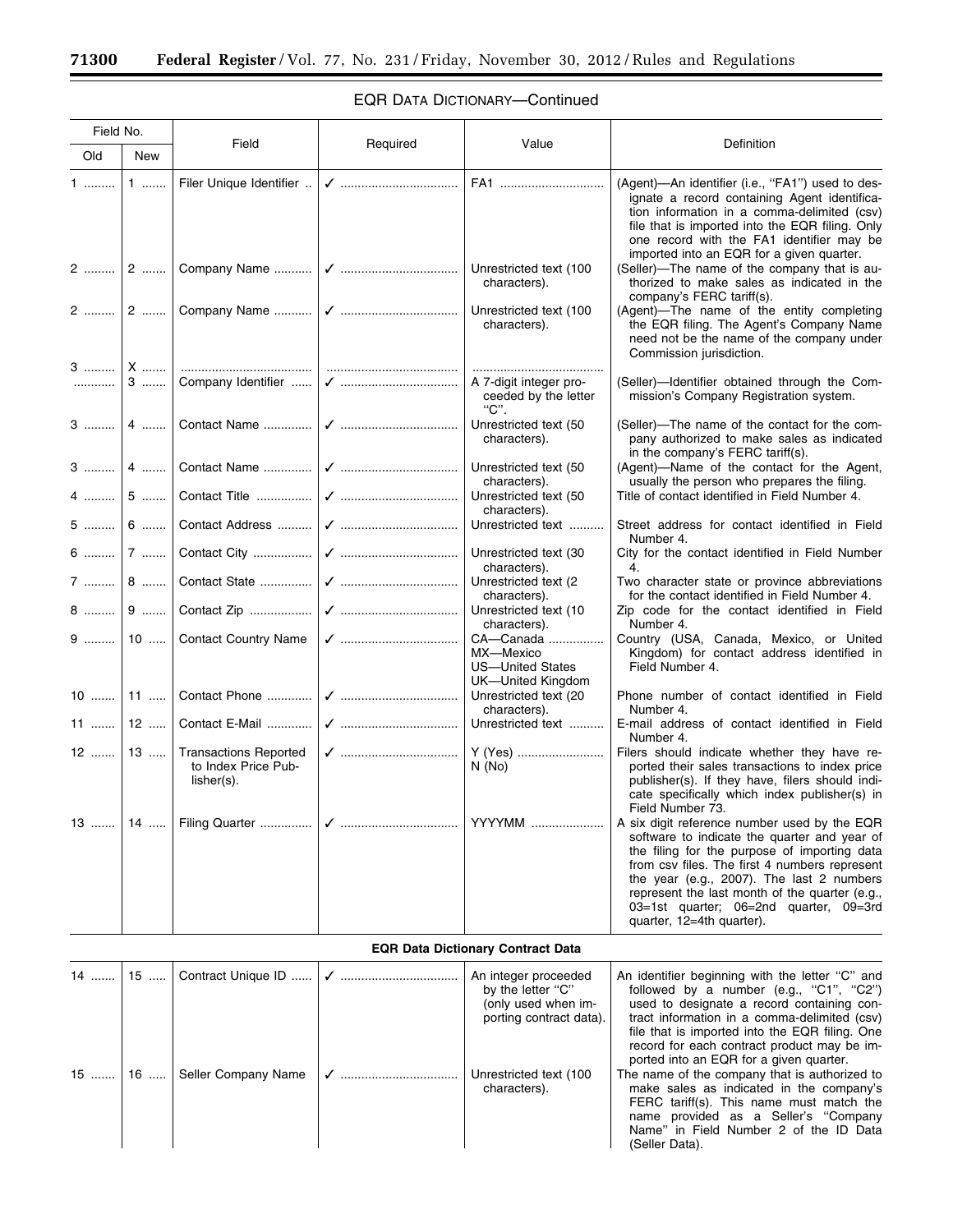EQR DATA DICTIONARY—Continued

| Field No. | | Field | Required | Value | Definition |
|---|---|---|---|---|---|
| Old | New | | | | |
| 1 | 1 | Filer Unique Identifier | ✓ | FA1 | (Agent)—An identifier (i.e., "FA1") used to designate a record containing Agent identification information in a comma-delimited (csv) file that is imported into the EQR filing. Only one record with the FA1 identifier may be imported into an EQR for a given quarter. |
| 2 | 2 | Company Name | ✓ | Unrestricted text (100 characters). | (Seller)—The name of the company that is authorized to make sales as indicated in the company's FERC tariff(s). |
| 2 | 2 | Company Name | ✓ | Unrestricted text (100 characters). | (Agent)—The name of the entity completing the EQR filing. The Agent's Company Name need not be the name of the company under Commission jurisdiction. |
| 3 | X | | | | |
| | 3 | Company Identifier | ✓ | A 7-digit integer proceeded by the letter "C". | (Seller)—Identifier obtained through the Commission's Company Registration system. |
| 3 | 4 | Contact Name | ✓ | Unrestricted text (50 characters). | (Seller)—The name of the contact for the company authorized to make sales as indicated in the company's FERC tariff(s). |
| 3 | 4 | Contact Name | ✓ | Unrestricted text (50 characters). | (Agent)—Name of the contact for the Agent, usually the person who prepares the filing. |
| 4 | 5 | Contact Title | ✓ | Unrestricted text (50 characters). | Title of contact identified in Field Number 4. |
| 5 | 6 | Contact Address | ✓ | Unrestricted text | Street address for contact identified in Field Number 4. |
| 6 | 7 | Contact City | ✓ | Unrestricted text (30 characters). | City for the contact identified in Field Number 4. |
| 7 | 8 | Contact State | ✓ | Unrestricted text (2 characters). | Two character state or province abbreviations for the contact identified in Field Number 4. |
| 8 | 9 | Contact Zip | ✓ | Unrestricted text (10 characters). | Zip code for the contact identified in Field Number 4. |
| 9 | 10 | Contact Country Name | ✓ | CA—Canada<br>MX—Mexico<br>US—United States<br>UK—United Kingdom | Country (USA, Canada, Mexico, or United Kingdom) for contact address identified in Field Number 4. |
| 10 | 11 | Contact Phone | ✓ | Unrestricted text (20 characters). | Phone number of contact identified in Field Number 4. |
| 11 | 12 | Contact E-Mail | ✓ | Unrestricted text | E-mail address of contact identified in Field Number 4. |
| 12 | 13 | Transactions Reported to Index Price Publisher(s). | ✓ | Y (Yes)<br>N (No) | Filers should indicate whether they have reported their sales transactions to index price publisher(s). If they have, filers should indicate specifically which index publisher(s) in Field Number 73. |
| 13 | 14 | Filing Quarter | ✓ | YYYYMM | A six digit reference number used by the EQR software to indicate the quarter and year of the filing for the purpose of importing data from csv files. The first 4 numbers represent the year (e.g., 2007). The last 2 numbers represent the last month of the quarter (e.g., 03=1st quarter; 06=2nd quarter, 09=3rd quarter, 12=4th quarter). |
| **EQR Data Dictionary Contract Data** | | | | | |
| 14 | 15 | Contract Unique ID | ✓ | An integer proceeded by the letter "C" (only used when importing contract data). | An identifier beginning with the letter "C" and followed by a number (e.g., "C1", "C2") used to designate a record containing contract information in a comma-delimited (csv) file that is imported into the EQR filing. One record for each contract product may be imported into an EQR for a given quarter. |
| 15 | 16 | Seller Company Name | ✓ | Unrestricted text (100 characters). | The name of the company that is authorized to make sales as indicated in the company's FERC tariff(s). This name must match the name provided as a Seller's "Company Name" in Field Number 2 of the ID Data (Seller Data). |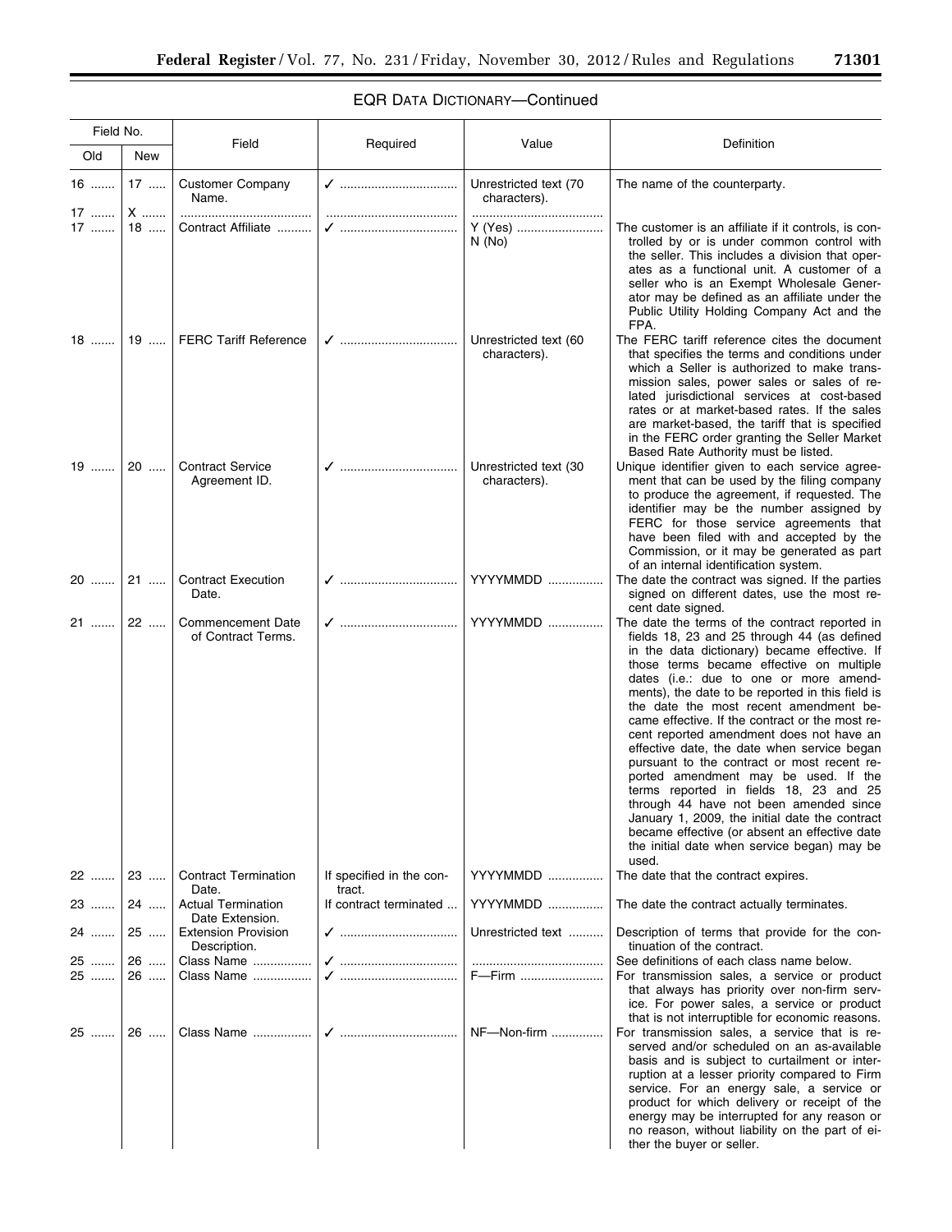EQR DATA DICTIONARY—Continued

| Field No. | | Field | Required | Value | Definition |
|---|---|---|---|---|---|
| Old | New | | | | |
| 16 | 17 | Customer Company Name. | ✓ | Unrestricted text (70 characters). | The name of the counterparty. |
| 17 | X | | | | |
| 17 | 18 | Contract Affiliate | ✓ | Y (Yes)<br>N (No) | The customer is an affiliate if it controls, is controlled by or is under common control with the seller. This includes a division that operates as a functional unit. A customer of a seller who is an Exempt Wholesale Generator may be defined as an affiliate under the Public Utility Holding Company Act and the FPA. |
| 18 | 19 | FERC Tariff Reference | ✓ | Unrestricted text (60 characters). | The FERC tariff reference cites the document that specifies the terms and conditions under which a Seller is authorized to make transmission sales, power sales or sales of related jurisdictional services at cost-based rates or at market-based rates. If the sales are market-based, the tariff that is specified in the FERC order granting the Seller Market Based Rate Authority must be listed. |
| 19 | 20 | Contract Service Agreement ID. | ✓ | Unrestricted text (30 characters). | Unique identifier given to each service agreement that can be used by the filing company to produce the agreement, if requested. The identifier may be the number assigned by FERC for those service agreements that have been filed with and accepted by the Commission, or it may be generated as part of an internal identification system. |
| 20 | 21 | Contract Execution Date. | ✓ | YYYYMMDD | The date the contract was signed. If the parties signed on different dates, use the most recent date signed. |
| 21 | 22 | Commencement Date of Contract Terms. | ✓ | YYYYMMDD | The date the terms of the contract reported in fields 18, 23 and 25 through 44 (as defined in the data dictionary) became effective. If those terms became effective on multiple dates (i.e.: due to one or more amendments), the date to be reported in this field is the date the most recent amendment became effective. If the contract or the most recent reported amendment does not have an effective date, the date when service began pursuant to the contract or most recent reported amendment may be used. If the terms reported in fields 18, 23 and 25 through 44 have not been amended since January 1, 2009, the initial date the contract became effective (or absent an effective date the initial date when service began) may be used. |
| 22 | 23 | Contract Termination Date. | If specified in the contract. | YYYYMMDD | The date that the contract expires. |
| 23 | 24 | Actual Termination Date Extension. | If contract terminated | YYYYMMDD | The date the contract actually terminates. |
| 24 | 25 | Extension Provision Description. | ✓ | Unrestricted text | Description of terms that provide for the continuation of the contract. |
| 25 | 26 | Class Name | ✓ | | See definitions of each class name below. |
| 25 | 26 | Class Name | ✓ | F—Firm | For transmission sales, a service or product that always has priority over non-firm service. For power sales, a service or product that is not interruptible for economic reasons. |
| 25 | 26 | Class Name | ✓ | NF—Non-firm | For transmission sales, a service that is reserved and/or scheduled on an as-available basis and is subject to curtailment or interruption at a lesser priority compared to Firm service. For an energy sale, a service or product for which delivery or receipt of the energy may be interrupted for any reason or no reason, without liability on the part of either the buyer or seller. |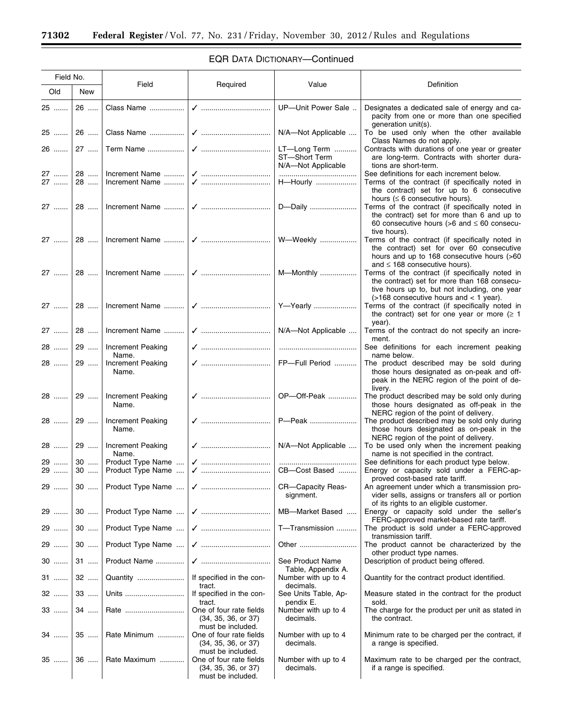## EQR DATA DICTIONARY—Continued

| Field No. | | Field | Required | Value | Definition |
|---|---|---|---|---|---|
| Old | New | | | | |
| 25 | 26 | Class Name | ✓ | UP—Unit Power Sale | Designates a dedicated sale of energy and capacity from one or more than one specified generation unit(s). |
| 25 | 26 | Class Name | ✓ | N/A—Not Applicable | To be used only when the other available Class Names do not apply. |
| 26 | 27 | Term Name | ✓ | LT—Long Term<br>ST—Short Term<br>N/A—Not Applicable | Contracts with durations of one year or greater are long-term. Contracts with shorter durations are short-term. |
| 27 | 28 | Increment Name | ✓ | | See definitions for each increment below. |
| 27 | 28 | Increment Name | ✓ | H—Hourly | Terms of the contract (if specifically noted in the contract) set for up to 6 consecutive hours (≤ 6 consecutive hours). |
| 27 | 28 | Increment Name | ✓ | D—Daily | Terms of the contract (if specifically noted in the contract) set for more than 6 and up to 60 consecutive hours (>6 and ≤ 60 consecutive hours). |
| 27 | 28 | Increment Name | ✓ | W—Weekly | Terms of the contract (if specifically noted in the contract) set for over 60 consecutive hours and up to 168 consecutive hours (>60 and ≤ 168 consecutive hours). |
| 27 | 28 | Increment Name | ✓ | M—Monthly | Terms of the contract (if specifically noted in the contract) set for more than 168 consecutive hours up to, but not including, one year (>168 consecutive hours and < 1 year). |
| 27 | 28 | Increment Name | ✓ | Y—Yearly | Terms of the contract (if specifically noted in the contract) set for one year or more (≥ 1 year). |
| 27 | 28 | Increment Name | ✓ | N/A—Not Applicable | Terms of the contract do not specify an increment. |
| 28 | 29 | Increment Peaking Name. | ✓ | | See definitions for each increment peaking name below. |
| 28 | 29 | Increment Peaking Name. | ✓ | FP—Full Period | The product described may be sold during those hours designated as on-peak and off-peak in the NERC region of the point of delivery. |
| 28 | 29 | Increment Peaking Name. | ✓ | OP—Off-Peak | The product described may be sold only during those hours designated as off-peak in the NERC region of the point of delivery. |
| 28 | 29 | Increment Peaking Name. | ✓ | P—Peak | The product described may be sold only during those hours designated as on-peak in the NERC region of the point of delivery. |
| 28 | 29 | Increment Peaking Name. | ✓ | N/A—Not Applicable | To be used only when the increment peaking name is not specified in the contract. |
| 29 | 30 | Product Type Name | ✓ | | See definitions for each product type below. |
| 29 | 30 | Product Type Name | ✓ | CB—Cost Based | Energy or capacity sold under a FERC-approved cost-based rate tariff. |
| 29 | 30 | Product Type Name | ✓ | CR—Capacity Reassignment. | An agreement under which a transmission provider sells, assigns or transfers all or portion of its rights to an eligible customer. |
| 29 | 30 | Product Type Name | ✓ | MB—Market Based | Energy or capacity sold under the seller's FERC-approved market-based rate tariff. |
| 29 | 30 | Product Type Name | ✓ | T—Transmission | The product is sold under a FERC-approved transmission tariff. |
| 29 | 30 | Product Type Name | ✓ | Other | The product cannot be characterized by the other product type names. |
| 30 | 31 | Product Name | ✓ | See Product Name Table, Appendix A. | Description of product being offered. |
| 31 | 32 | Quantity | If specified in the contract. | Number with up to 4 decimals. | Quantity for the contract product identified. |
| 32 | 33 | Units | If specified in the contract. | See Units Table, Appendix E. | Measure stated in the contract for the product sold. |
| 33 | 34 | Rate | One of four rate fields (34, 35, 36, or 37) must be included. | Number with up to 4 decimals. | The charge for the product per unit as stated in the contract. |
| 34 | 35 | Rate Minimum | One of four rate fields (34, 35, 36, or 37) must be included. | Number with up to 4 decimals. | Minimum rate to be charged per the contract, if a range is specified. |
| 35 | 36 | Rate Maximum | One of four rate fields (34, 35, 36, or 37) must be included. | Number with up to 4 decimals. | Maximum rate to be charged per the contract, if a range is specified. |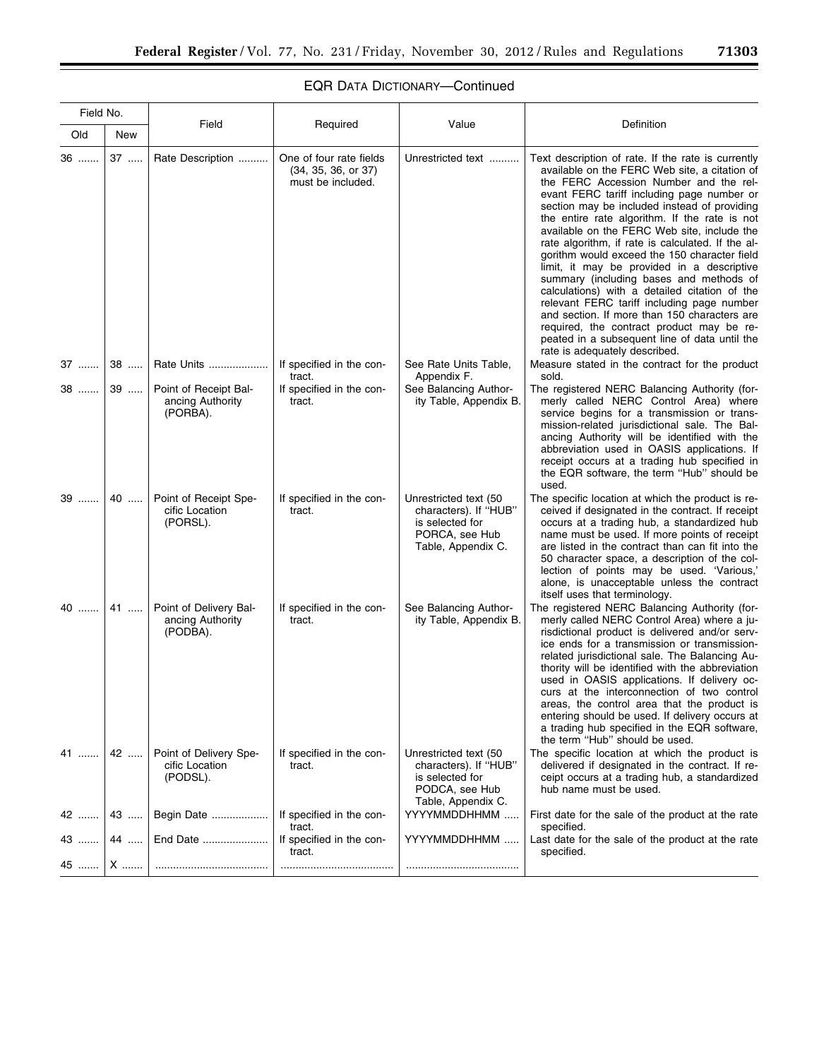## EQR DATA DICTIONARY—Continued

| Field No. | | Field | Required | Value | Definition |
|---|---|---|---|---|---|
| Old | New | | | | |
| 36 ....... | 37 ..... | Rate Description .......... | One of four rate fields (34, 35, 36, or 37) must be included. | Unrestricted text .......... | Text description of rate. If the rate is currently available on the FERC Web site, a citation of the FERC Accession Number and the relevant FERC tariff including page number or section may be included instead of providing the entire rate algorithm. If the rate is not available on the FERC Web site, include the rate algorithm, if rate is calculated. If the algorithm would exceed the 150 character field limit, it may be provided in a descriptive summary (including bases and methods of calculations) with a detailed citation of the relevant FERC tariff including page number and section. If more than 150 characters are required, the contract product may be repeated in a subsequent line of data until the rate is adequately described. |
| 37 ....... | 38 ..... | Rate Units .................... | If specified in the contract. | See Rate Units Table, Appendix F. | Measure stated in the contract for the product sold. |
| 38 ....... | 39 ..... | Point of Receipt Balancing Authority (PORBA). | If specified in the contract. | See Balancing Authority Table, Appendix B. | The registered NERC Balancing Authority (formerly called NERC Control Area) where service begins for a transmission or transmission-related jurisdictional sale. The Balancing Authority will be identified with the abbreviation used in OASIS applications. If receipt occurs at a trading hub specified in the EQR software, the term ''Hub'' should be used. |
| 39 ....... | 40 ..... | Point of Receipt Specific Location (PORSL). | If specified in the contract. | Unrestricted text (50 characters). If ''HUB'' is selected for PORCA, see Hub Table, Appendix C. | The specific location at which the product is received if designated in the contract. If receipt occurs at a trading hub, a standardized hub name must be used. If more points of receipt are listed in the contract than can fit into the 50 character space, a description of the collection of points may be used. 'Various,' alone, is unacceptable unless the contract itself uses that terminology. |
| 40 ....... | 41 ..... | Point of Delivery Balancing Authority (PODBA). | If specified in the contract. | See Balancing Authority Table, Appendix B. | The registered NERC Balancing Authority (formerly called NERC Control Area) where a jurisdictional product is delivered and/or service ends for a transmission or transmission-related jurisdictional sale. The Balancing Authority will be identified with the abbreviation used in OASIS applications. If delivery occurs at the interconnection of two control areas, the control area that the product is entering should be used. If delivery occurs at a trading hub specified in the EQR software, the term ''Hub'' should be used. |
| 41 ....... | 42 ..... | Point of Delivery Specific Location (PODSL). | If specified in the contract. | Unrestricted text (50 characters). If ''HUB'' is selected for PODCA, see Hub Table, Appendix C. | The specific location at which the product is delivered if designated in the contract. If receipt occurs at a trading hub, a standardized hub name must be used. |
| 42 ....... | 43 ..... | Begin Date ................... | If specified in the contract. | YYYYMMDDHHMM ..... | First date for the sale of the product at the rate specified. |
| 43 ....... | 44 ..... | End Date ...................... | If specified in the contract. | YYYYMMDDHHMM ..... | Last date for the sale of the product at the rate specified. |
| 45 ....... | X ....... | ...................................... | ...................................... | ...................................... | |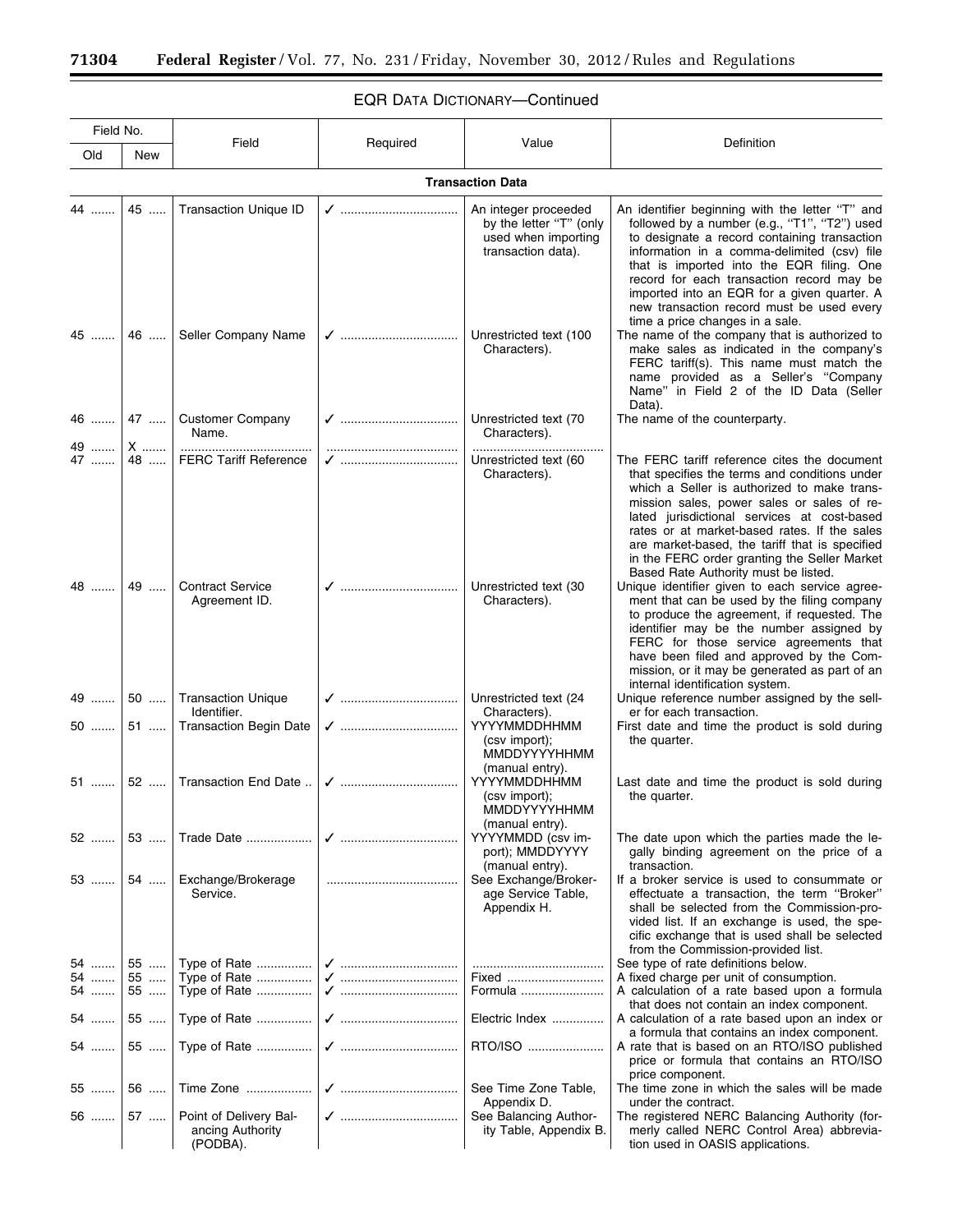## EQR Data Dictionary—Continued

| Field No. Old | Field No. New | Field | Required | Value | Definition |
|---|---|---|---|---|---|
| **Transaction Data** | | | | | |
| 44 | 45 | Transaction Unique ID | ✓ | An integer proceeded by the letter "T" (only used when importing transaction data). | An identifier beginning with the letter "T" and followed by a number (e.g., "T1", "T2") used to designate a record containing transaction information in a comma-delimited (csv) file that is imported into the EQR filing. One record for each transaction record may be imported into an EQR for a given quarter. A new transaction record must be used every time a price changes in a sale. |
| 45 | 46 | Seller Company Name | ✓ | Unrestricted text (100 Characters). | The name of the company that is authorized to make sales as indicated in the company's FERC tariff(s). This name must match the name provided as a Seller's "Company Name" in Field 2 of the ID Data (Seller Data). |
| 46 | 47 | Customer Company Name. | ✓ | Unrestricted text (70 Characters). | The name of the counterparty. |
| 49 | X | | | | |
| 47 | 48 | FERC Tariff Reference | ✓ | Unrestricted text (60 Characters). | The FERC tariff reference cites the document that specifies the terms and conditions under which a Seller is authorized to make transmission sales, power sales or sales of related jurisdictional services at cost-based rates or at market-based rates. If the sales are market-based, the tariff that is specified in the FERC order granting the Seller Market Based Rate Authority must be listed. |
| 48 | 49 | Contract Service Agreement ID. | ✓ | Unrestricted text (30 Characters). | Unique identifier given to each service agreement that can be used by the filing company to produce the agreement, if requested. The identifier may be the number assigned by FERC for those service agreements that have been filed and approved by the Commission, or it may be generated as part of an internal identification system. |
| 49 | 50 | Transaction Unique Identifier. | ✓ | Unrestricted text (24 Characters). | Unique reference number assigned by the seller for each transaction. |
| 50 | 51 | Transaction Begin Date | ✓ | YYYYMMDDHHMM (csv import); MMDDYYYYHHMM (manual entry). | First date and time the product is sold during the quarter. |
| 51 | 52 | Transaction End Date | ✓ | YYYYMMDDHHMM (csv import); MMDDYYYYHHMM (manual entry). | Last date and time the product is sold during the quarter. |
| 52 | 53 | Trade Date | ✓ | YYYYMMDD (csv import); MMDDYYYY (manual entry). | The date upon which the parties made the legally binding agreement on the price of a transaction. |
| 53 | 54 | Exchange/Brokerage Service. | | See Exchange/Brokerage Service Table, Appendix H. | If a broker service is used to consummate or effectuate a transaction, the term "Broker" shall be selected from the Commission-provided list. If an exchange is used, the specific exchange that is used shall be selected from the Commission-provided list. |
| 54 | 55 | Type of Rate | ✓ | | See type of rate definitions below. |
| 54 | 55 | Type of Rate | ✓ | Fixed | A fixed charge per unit of consumption. |
| 54 | 55 | Type of Rate | ✓ | Formula | A calculation of a rate based upon a formula that does not contain an index component. |
| 54 | 55 | Type of Rate | ✓ | Electric Index | A calculation of a rate based upon an index or a formula that contains an index component. |
| 54 | 55 | Type of Rate | ✓ | RTO/ISO | A rate that is based on an RTO/ISO published price or formula that contains an RTO/ISO price component. |
| 55 | 56 | Time Zone | ✓ | See Time Zone Table, Appendix D. | The time zone in which the sales will be made under the contract. |
| 56 | 57 | Point of Delivery Balancing Authority (PODBA). | ✓ | See Balancing Authority Table, Appendix B. | The registered NERC Balancing Authority (formerly called NERC Control Area) abbreviation used in OASIS applications. |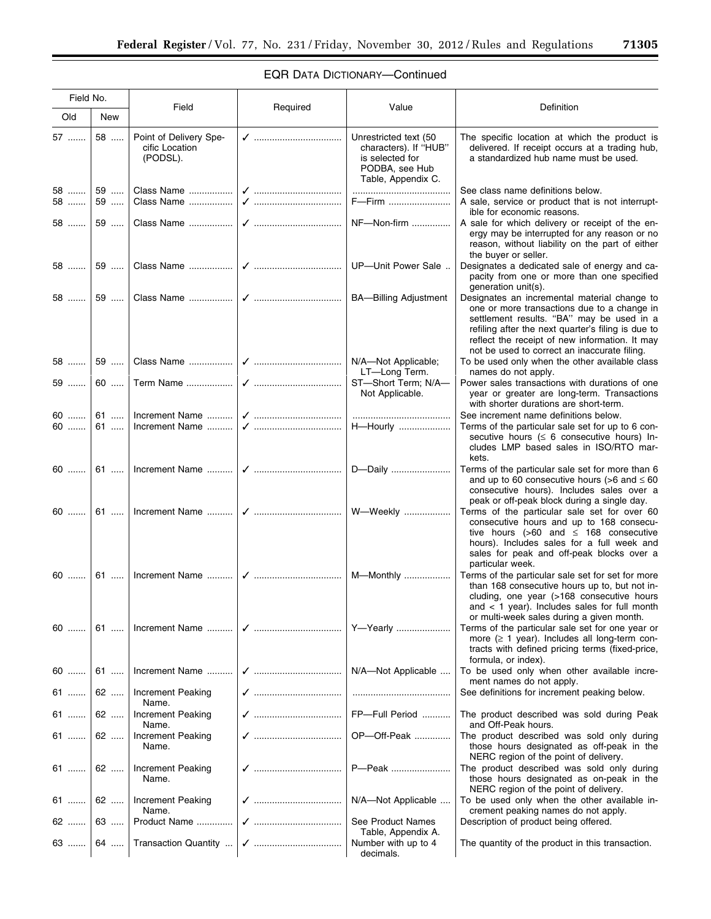## EQR DATA DICTIONARY—Continued

| Field No. | | Field | Required | Value | Definition |
|---|---|---|---|---|---|
| Old | New | | | | |
| 57 | 58 | Point of Delivery Specific Location (PODSL). | ✓ | Unrestricted text (50 characters). If "HUB" is selected for PODBA, see Hub Table, Appendix C. | The specific location at which the product is delivered. If receipt occurs at a trading hub, a standardized hub name must be used. |
| 58 | 59 | Class Name | ✓ | | See class name definitions below. |
| 58 | 59 | Class Name | ✓ | F—Firm | A sale, service or product that is not interruptible for economic reasons. |
| 58 | 59 | Class Name | ✓ | NF—Non-firm | A sale for which delivery or receipt of the energy may be interrupted for any reason or no reason, without liability on the part of either the buyer or seller. |
| 58 | 59 | Class Name | ✓ | UP—Unit Power Sale | Designates a dedicated sale of energy and capacity from one or more than one specified generation unit(s). |
| 58 | 59 | Class Name | ✓ | BA—Billing Adjustment | Designates an incremental material change to one or more transactions due to a change in settlement results. "BA" may be used in a refiling after the next quarter's filing is due to reflect the receipt of new information. It may not be used to correct an inaccurate filing. |
| 58 | 59 | Class Name | ✓ | N/A—Not Applicable; LT—Long Term. | To be used only when the other available class names do not apply. |
| 59 | 60 | Term Name | ✓ | ST—Short Term; N/A—Not Applicable. | Power sales transactions with durations of one year or greater are long-term. Transactions with shorter durations are short-term. |
| 60 | 61 | Increment Name | ✓ | | See increment name definitions below. |
| 60 | 61 | Increment Name | ✓ | H—Hourly | Terms of the particular sale set for up to 6 consecutive hours (≤ 6 consecutive hours) Includes LMP based sales in ISO/RTO markets. |
| 60 | 61 | Increment Name | ✓ | D—Daily | Terms of the particular sale set for more than 6 and up to 60 consecutive hours (>6 and ≤ 60 consecutive hours). Includes sales over a peak or off-peak block during a single day. |
| 60 | 61 | Increment Name | ✓ | W—Weekly | Terms of the particular sale set for over 60 consecutive hours and up to 168 consecutive hours (>60 and ≤ 168 consecutive hours). Includes sales for a full week and sales for peak and off-peak blocks over a particular week. |
| 60 | 61 | Increment Name | ✓ | M—Monthly | Terms of the particular sale set for set for more than 168 consecutive hours up to, but not including, one year (>168 consecutive hours and < 1 year). Includes sales for full month or multi-week sales during a given month. |
| 60 | 61 | Increment Name | ✓ | Y—Yearly | Terms of the particular sale set for one year or more (≥ 1 year). Includes all long-term contracts with defined pricing terms (fixed-price, formula, or index). |
| 60 | 61 | Increment Name | ✓ | N/A—Not Applicable | To be used only when other available increment names do not apply. |
| 61 | 62 | Increment Peaking Name. | ✓ | | See definitions for increment peaking below. |
| 61 | 62 | Increment Peaking Name. | ✓ | FP—Full Period | The product described was sold during Peak and Off-Peak hours. |
| 61 | 62 | Increment Peaking Name. | ✓ | OP—Off-Peak | The product described was sold only during those hours designated as off-peak in the NERC region of the point of delivery. |
| 61 | 62 | Increment Peaking Name. | ✓ | P—Peak | The product described was sold only during those hours designated as on-peak in the NERC region of the point of delivery. |
| 61 | 62 | Increment Peaking Name. | ✓ | N/A—Not Applicable | To be used only when the other available increment peaking names do not apply. |
| 62 | 63 | Product Name | ✓ | See Product Names Table, Appendix A. | Description of product being offered. |
| 63 | 64 | Transaction Quantity | ✓ | Number with up to 4 decimals. | The quantity of the product in this transaction. |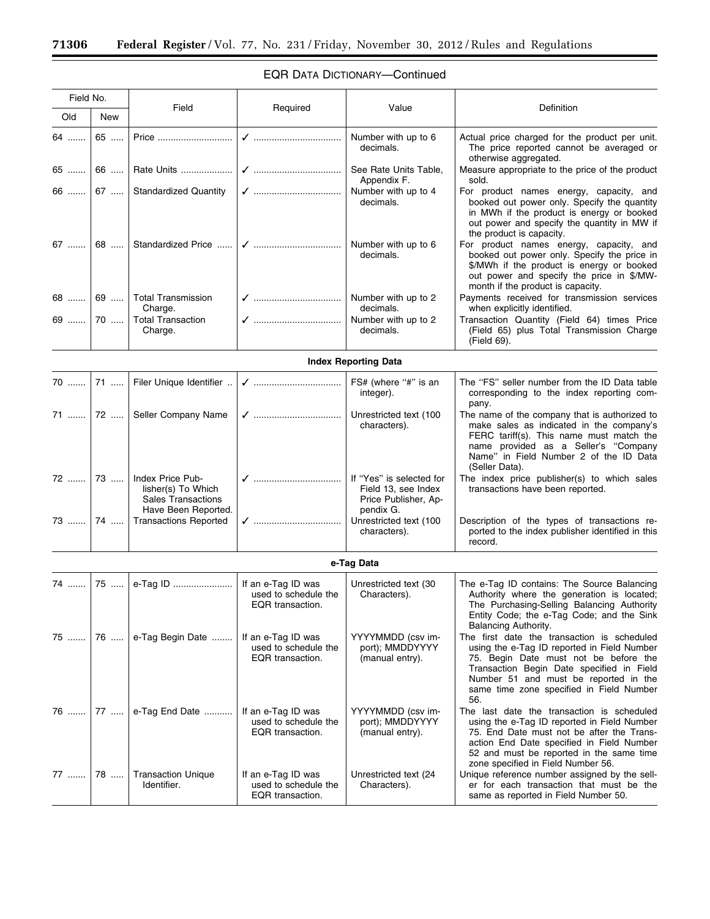## EQR DATA DICTIONARY—Continued

| Field No. | | Field | Required | Value | Definition |
|---|---|---|---|---|---|
| Old | New | | | | |
| 64 | 65 | Price | ✓ | Number with up to 6 decimals. | Actual price charged for the product per unit. The price reported cannot be averaged or otherwise aggregated. |
| 65 | 66 | Rate Units | ✓ | See Rate Units Table, Appendix F. | Measure appropriate to the price of the product sold. |
| 66 | 67 | Standardized Quantity | ✓ | Number with up to 4 decimals. | For product names energy, capacity, and booked out power only. Specify the quantity in MWh if the product is energy or booked out power and specify the quantity in MW if the product is capacity. |
| 67 | 68 | Standardized Price | ✓ | Number with up to 6 decimals. | For product names energy, capacity, and booked out power only. Specify the price in $/MWh if the product is energy or booked out power and specify the price in $/MW-month if the product is capacity. |
| 68 | 69 | Total Transmission Charge. | ✓ | Number with up to 2 decimals. | Payments received for transmission services when explicitly identified. |
| 69 | 70 | Total Transaction Charge. | ✓ | Number with up to 2 decimals. | Transaction Quantity (Field 64) times Price (Field 65) plus Total Transmission Charge (Field 69). |
| **Index Reporting Data** | | | | | |
| 70 | 71 | Filer Unique Identifier | ✓ | FS# (where "#" is an integer). | The "FS" seller number from the ID Data table corresponding to the index reporting company. |
| 71 | 72 | Seller Company Name | ✓ | Unrestricted text (100 characters). | The name of the company that is authorized to make sales as indicated in the company's FERC tariff(s). This name must match the name provided as a Seller's "Company Name" in Field Number 2 of the ID Data (Seller Data). |
| 72 | 73 | Index Price Publisher(s) To Which Sales Transactions Have Been Reported. | ✓ | If "Yes" is selected for Field 13, see Index Price Publisher, Appendix G. | The index price publisher(s) to which sales transactions have been reported. |
| 73 | 74 | Transactions Reported | ✓ | Unrestricted text (100 characters). | Description of the types of transactions reported to the index publisher identified in this record. |
| **e-Tag Data** | | | | | |
| 74 | 75 | e-Tag ID | If an e-Tag ID was used to schedule the EQR transaction. | Unrestricted text (30 Characters). | The e-Tag ID contains: The Source Balancing Authority where the generation is located; The Purchasing-Selling Balancing Authority Entity Code; the e-Tag Code; and the Sink Balancing Authority. |
| 75 | 76 | e-Tag Begin Date | If an e-Tag ID was used to schedule the EQR transaction. | YYYYMMDD (csv import); MMDDYYYY (manual entry). | The first date the transaction is scheduled using the e-Tag ID reported in Field Number 75. Begin Date must not be before the Transaction Begin Date specified in Field Number 51 and must be reported in the same time zone specified in Field Number 56. |
| 76 | 77 | e-Tag End Date | If an e-Tag ID was used to schedule the EQR transaction. | YYYYMMDD (csv import); MMDDYYYY (manual entry). | The last date the transaction is scheduled using the e-Tag ID reported in Field Number 75. End Date must not be after the Transaction End Date specified in Field Number 52 and must be reported in the same time zone specified in Field Number 56. |
| 77 | 78 | Transaction Unique Identifier. | If an e-Tag ID was used to schedule the EQR transaction. | Unrestricted text (24 Characters). | Unique reference number assigned by the seller for each transaction that must be the same as reported in Field Number 50. |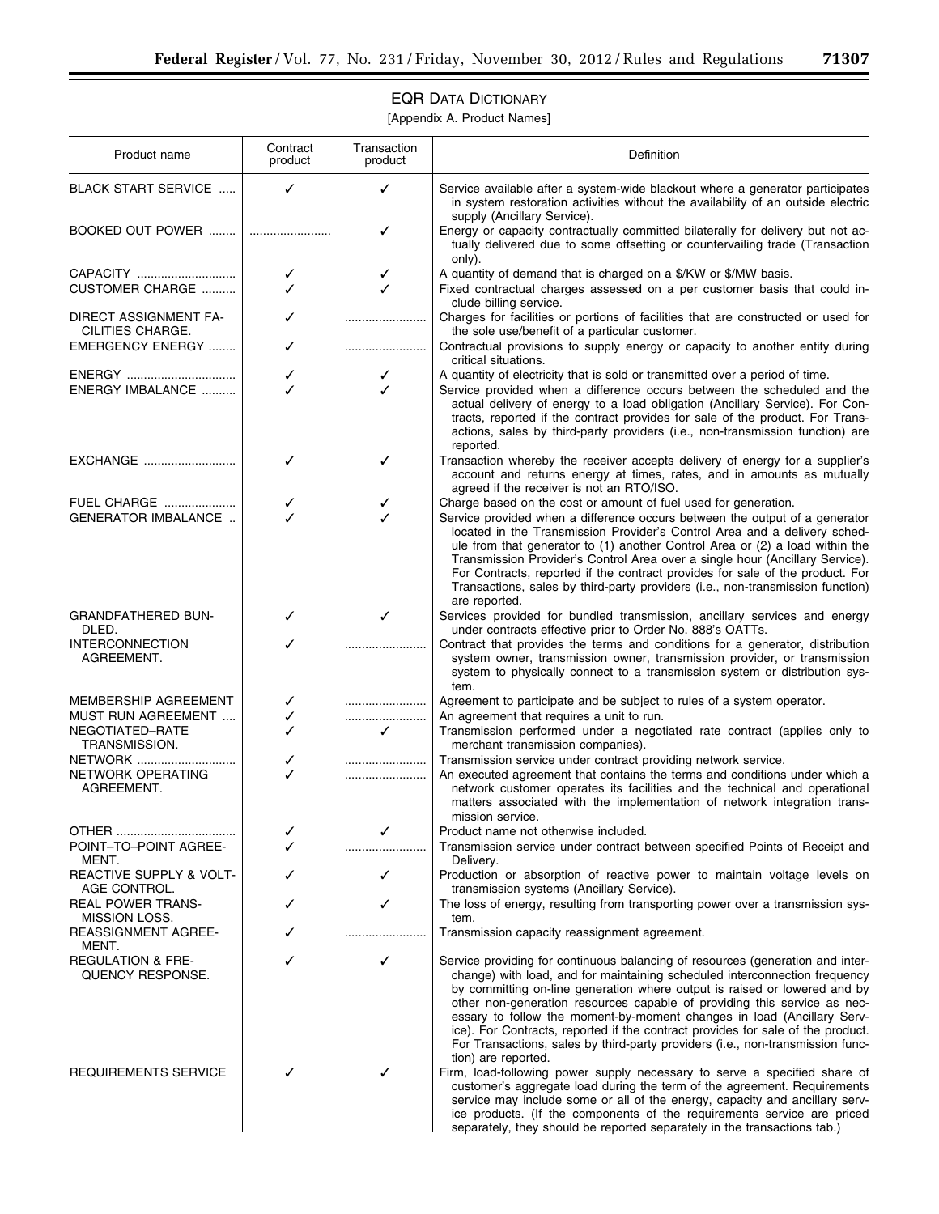## EQR DATA DICTIONARY

[Appendix A. Product Names]

| Product name | Contract product | Transaction product | Definition |
|---|---|---|---|
| BLACK START SERVICE | ✓ | ✓ | Service available after a system-wide blackout where a generator participates in system restoration activities without the availability of an outside electric supply (Ancillary Service). |
| BOOKED OUT POWER | | ✓ | Energy or capacity contractually committed bilaterally for delivery but not actually delivered due to some offsetting or countervailing trade (Transaction only). |
| CAPACITY | ✓ | ✓ | A quantity of demand that is charged on a $/KW or $/MW basis. |
| CUSTOMER CHARGE | ✓ | ✓ | Fixed contractual charges assessed on a per customer basis that could include billing service. |
| DIRECT ASSIGNMENT FACILITIES CHARGE. | ✓ | | Charges for facilities or portions of facilities that are constructed or used for the sole use/benefit of a particular customer. |
| EMERGENCY ENERGY | ✓ | | Contractual provisions to supply energy or capacity to another entity during critical situations. |
| ENERGY | ✓ | ✓ | A quantity of electricity that is sold or transmitted over a period of time. |
| ENERGY IMBALANCE | ✓ | ✓ | Service provided when a difference occurs between the scheduled and the actual delivery of energy to a load obligation (Ancillary Service). For Contracts, reported if the contract provides for sale of the product. For Transactions, sales by third-party providers (i.e., non-transmission function) are reported. |
| EXCHANGE | ✓ | ✓ | Transaction whereby the receiver accepts delivery of energy for a supplier's account and returns energy at times, rates, and in amounts as mutually agreed if the receiver is not an RTO/ISO. |
| FUEL CHARGE | ✓ | ✓ | Charge based on the cost or amount of fuel used for generation. |
| GENERATOR IMBALANCE | ✓ | ✓ | Service provided when a difference occurs between the output of a generator located in the Transmission Provider's Control Area and a delivery schedule from that generator to (1) another Control Area or (2) a load within the Transmission Provider's Control Area over a single hour (Ancillary Service). For Contracts, reported if the contract provides for sale of the product. For Transactions, sales by third-party providers (i.e., non-transmission function) are reported. |
| GRANDFATHERED BUNDLED. | ✓ | ✓ | Services provided for bundled transmission, ancillary services and energy under contracts effective prior to Order No. 888's OATTs. |
| INTERCONNECTION AGREEMENT. | ✓ | | Contract that provides the terms and conditions for a generator, distribution system owner, transmission owner, transmission provider, or transmission system to physically connect to a transmission system or distribution system. |
| MEMBERSHIP AGREEMENT | ✓ | | Agreement to participate and be subject to rules of a system operator. |
| MUST RUN AGREEMENT | ✓ | | An agreement that requires a unit to run. |
| NEGOTIATED–RATE TRANSMISSION. | ✓ | ✓ | Transmission performed under a negotiated rate contract (applies only to merchant transmission companies). |
| NETWORK | ✓ | | Transmission service under contract providing network service. |
| NETWORK OPERATING AGREEMENT. | ✓ | | An executed agreement that contains the terms and conditions under which a network customer operates its facilities and the technical and operational matters associated with the implementation of network integration transmission service. |
| OTHER | ✓ | ✓ | Product name not otherwise included. |
| POINT–TO–POINT AGREEMENT. | ✓ | | Transmission service under contract between specified Points of Receipt and Delivery. |
| REACTIVE SUPPLY & VOLTAGE CONTROL. | ✓ | ✓ | Production or absorption of reactive power to maintain voltage levels on transmission systems (Ancillary Service). |
| REAL POWER TRANSMISSION LOSS. | ✓ | ✓ | The loss of energy, resulting from transporting power over a transmission system. |
| REASSIGNMENT AGREEMENT. | ✓ | | Transmission capacity reassignment agreement. |
| REGULATION & FREQUENCY RESPONSE. | ✓ | ✓ | Service providing for continuous balancing of resources (generation and interchange) with load, and for maintaining scheduled interconnection frequency by committing on-line generation where output is raised or lowered and by other non-generation resources capable of providing this service as necessary to follow the moment-by-moment changes in load (Ancillary Service). For Contracts, reported if the contract provides for sale of the product. For Transactions, sales by third-party providers (i.e., non-transmission function) are reported. |
| REQUIREMENTS SERVICE | ✓ | ✓ | Firm, load-following power supply necessary to serve a specified share of customer's aggregate load during the term of the agreement. Requirements service may include some or all of the energy, capacity and ancillary service products. (If the components of the requirements service are priced separately, they should be reported separately in the transactions tab.) |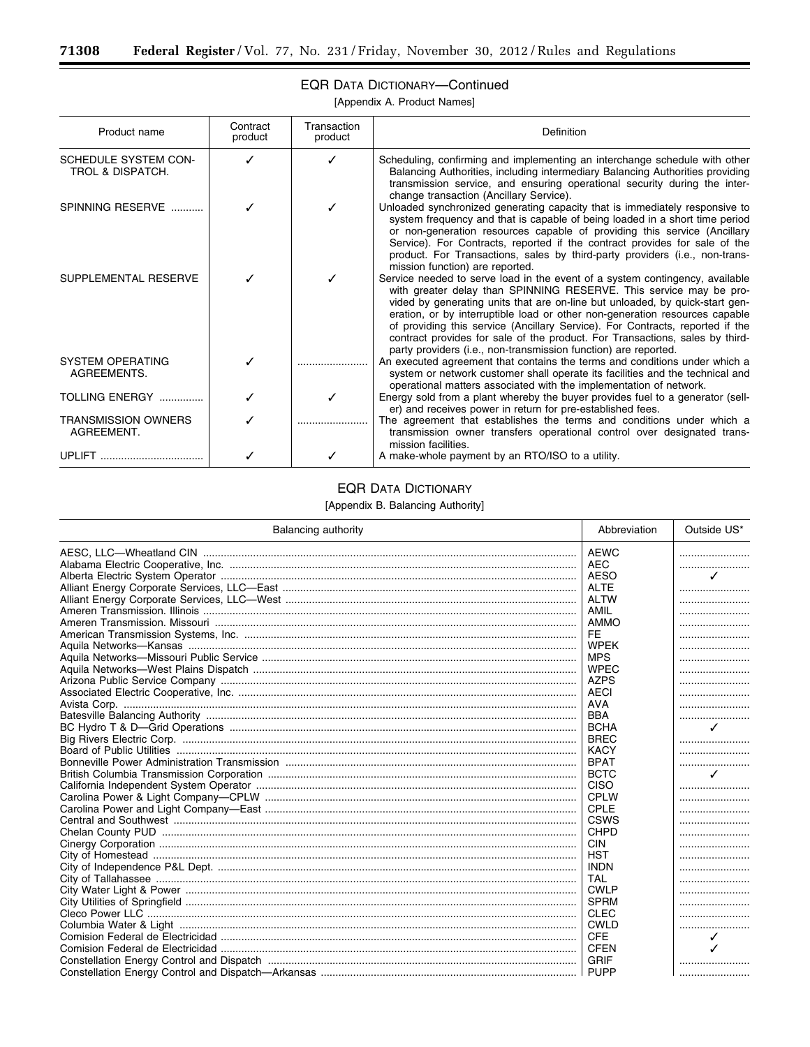## EQR DATA DICTIONARY—Continued

[Appendix A. Product Names]

| Product name | Contract product | Transaction product | Definition |
|---|---|---|---|
| SCHEDULE SYSTEM CONTROL & DISPATCH. | ✓ | ✓ | Scheduling, confirming and implementing an interchange schedule with other Balancing Authorities, including intermediary Balancing Authorities providing transmission service, and ensuring operational security during the interchange transaction (Ancillary Service). |
| SPINNING RESERVE | ✓ | ✓ | Unloaded synchronized generating capacity that is immediately responsive to system frequency and that is capable of being loaded in a short time period or non-generation resources capable of providing this service (Ancillary Service). For Contracts, reported if the contract provides for sale of the product. For Transactions, sales by third-party providers (i.e., non-transmission function) are reported. |
| SUPPLEMENTAL RESERVE | ✓ | ✓ | Service needed to serve load in the event of a system contingency, available with greater delay than SPINNING RESERVE. This service may be provided by generating units that are on-line but unloaded, by quick-start generation, or by interruptible load or other non-generation resources capable of providing this service (Ancillary Service). For Contracts, reported if the contract provides for sale of the product. For Transactions, sales by third-party providers (i.e., non-transmission function) are reported. |
| SYSTEM OPERATING AGREEMENTS. | ✓ | | An executed agreement that contains the terms and conditions under which a system or network customer shall operate its facilities and the technical and operational matters associated with the implementation of network. |
| TOLLING ENERGY | ✓ | ✓ | Energy sold from a plant whereby the buyer provides fuel to a generator (seller) and receives power in return for pre-established fees. |
| TRANSMISSION OWNERS AGREEMENT. | ✓ | | The agreement that establishes the terms and conditions under which a transmission owner transfers operational control over designated transmission facilities. |
| UPLIFT | ✓ | ✓ | A make-whole payment by an RTO/ISO to a utility. |

## EQR DATA DICTIONARY

[Appendix B. Balancing Authority]

| Balancing authority | Abbreviation | Outside US* |
|---|---|---|
| AESC, LLC—Wheatland CIN | AEWC | |
| Alabama Electric Cooperative, Inc. | AEC | |
| Alberta Electric System Operator | AESO | ✓ |
| Alliant Energy Corporate Services, LLC—East | ALTE | |
| Alliant Energy Corporate Services, LLC—West | ALTW | |
| Ameren Transmission. Illinois | AMIL | |
| Ameren Transmission. Missouri | AMMO | |
| American Transmission Systems, Inc. | FE | |
| Aquila Networks—Kansas | WPEK | |
| Aquila Networks—Missouri Public Service | MPS | |
| Aquila Networks—West Plains Dispatch | WPEC | |
| Arizona Public Service Company | AZPS | |
| Associated Electric Cooperative, Inc. | AECI | |
| Avista Corp. | AVA | |
| Batesville Balancing Authority | BBA | |
| BC Hydro T & D—Grid Operations | BCHA | ✓ |
| Big Rivers Electric Corp. | BREC | |
| Board of Public Utilities | KACY | |
| Bonneville Power Administration Transmission | BPAT | |
| British Columbia Transmission Corporation | BCTC | ✓ |
| California Independent System Operator | CISO | |
| Carolina Power & Light Company—CPLW | CPLW | |
| Carolina Power and Light Company—East | CPLE | |
| Central and Southwest | CSWS | |
| Chelan County PUD | CHPD | |
| Cinergy Corporation | CIN | |
| City of Homestead | HST | |
| City of Independence P&L Dept. | INDN | |
| City of Tallahassee | TAL | |
| City Water Light & Power | CWLP | |
| City Utilities of Springfield | SPRM | |
| Cleco Power LLC | CLEC | |
| Columbia Water & Light | CWLD | |
| Comision Federal de Electricidad | CFE | ✓ |
| Comision Federal de Electricidad | CFEN | ✓ |
| Constellation Energy Control and Dispatch | GRIF | |
| Constellation Energy Control and Dispatch—Arkansas | PUPP | |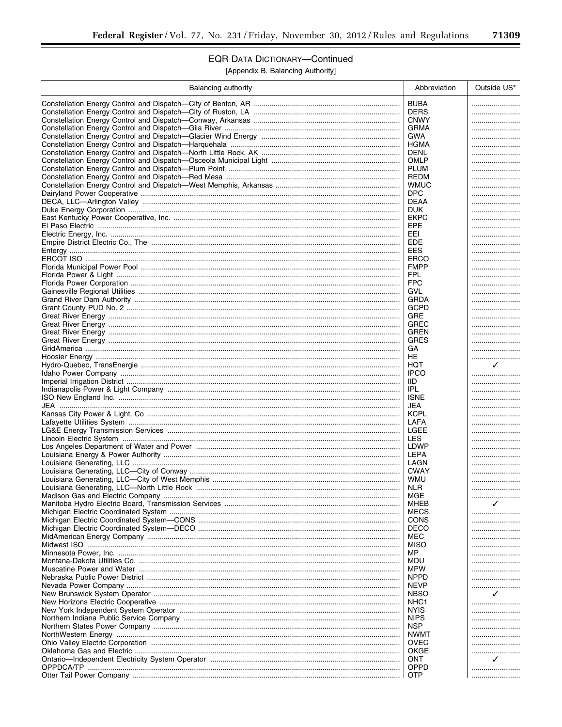## EQR DATA DICTIONARY—Continued

[Appendix B. Balancing Authority]

| Balancing authority | Abbreviation | Outside US* |
|---|---|---|
| Constellation Energy Control and Dispatch—City of Benton, AR | BUBA | |
| Constellation Energy Control and Dispatch—City of Ruston, LA | DERS | |
| Constellation Energy Control and Dispatch—Conway, Arkansas | CNWY | |
| Constellation Energy Control and Dispatch—Gila River | GRMA | |
| Constellation Energy Control and Dispatch—Glacier Wind Energy | GWA | |
| Constellation Energy Control and Dispatch—Harquehala | HGMA | |
| Constellation Energy Control and Dispatch—North Little Rock, AK | DENL | |
| Constellation Energy Control and Dispatch—Osceola Municipal Light | OMLP | |
| Constellation Energy Control and Dispatch—Plum Point | PLUM | |
| Constellation Energy Control and Dispatch—Red Mesa | REDM | |
| Constellation Energy Control and Dispatch—West Memphis, Arkansas | WMUC | |
| Dairyland Power Cooperative | DPC | |
| DECA, LLC—Arlington Valley | DEAA | |
| Duke Energy Corporation | DUK | |
| East Kentucky Power Cooperative, Inc. | EKPC | |
| El Paso Electric | EPE | |
| Electric Energy, Inc. | EEI | |
| Empire District Electric Co., The | EDE | |
| Entergy | EES | |
| ERCOT ISO | ERCO | |
| Florida Municipal Power Pool | FMPP | |
| Florida Power & Light | FPL | |
| Florida Power Corporation | FPC | |
| Gainesville Regional Utilities | GVL | |
| Grand River Dam Authority | GRDA | |
| Grant County PUD No. 2 | GCPD | |
| Great River Energy | GRE | |
| Great River Energy | GREC | |
| Great River Energy | GREN | |
| Great River Energy | GRES | |
| GridAmerica | GA | |
| Hoosier Energy | HE | |
| Hydro-Quebec, TransEnergie | HQT | ✓ |
| Idaho Power Company | IPCO | |
| Imperial Irrigation District | IID | |
| Indianapolis Power & Light Company | IPL | |
| ISO New England Inc. | ISNE | |
| JEA | JEA | |
| Kansas City Power & Light, Co | KCPL | |
| Lafayette Utilities System | LAFA | |
| LG&E Energy Transmission Services | LGEE | |
| Lincoln Electric System | LES | |
| Los Angeles Department of Water and Power | LDWP | |
| Louisiana Energy & Power Authority | LEPA | |
| Louisiana Generating, LLC | LAGN | |
| Louisiana Generating, LLC—City of Conway | CWAY | |
| Louisiana Generating, LLC—City of West Memphis | WMU | |
| Louisiana Generating, LLC—North Little Rock | NLR | |
| Madison Gas and Electric Company | MGE | |
| Manitoba Hydro Electric Board, Transmission Services | MHEB | ✓ |
| Michigan Electric Coordinated System | MECS | |
| Michigan Electric Coordinated System—CONS | CONS | |
| Michigan Electric Coordinated System—DECO | DECO | |
| MidAmerican Energy Company | MEC | |
| Midwest ISO | MISO | |
| Minnesota Power, Inc. | MP | |
| Montana-Dakota Utilities Co. | MDU | |
| Muscatine Power and Water | MPW | |
| Nebraska Public Power District | NPPD | |
| Nevada Power Company | NEVP | |
| New Brunswick System Operator | NBSO | ✓ |
| New Horizons Electric Cooperative | NHC1 | |
| New York Independent System Operator | NYIS | |
| Northern Indiana Public Service Company | NIPS | |
| Northern States Power Company | NSP | |
| NorthWestern Energy | NWMT | |
| Ohio Valley Electric Corporation | OVEC | |
| Oklahoma Gas and Electric | OKGE | |
| Ontario—Independent Electricity System Operator | ONT | ✓ |
| OPPDCA/TP | OPPD | |
| Otter Tail Power Company | OTP | |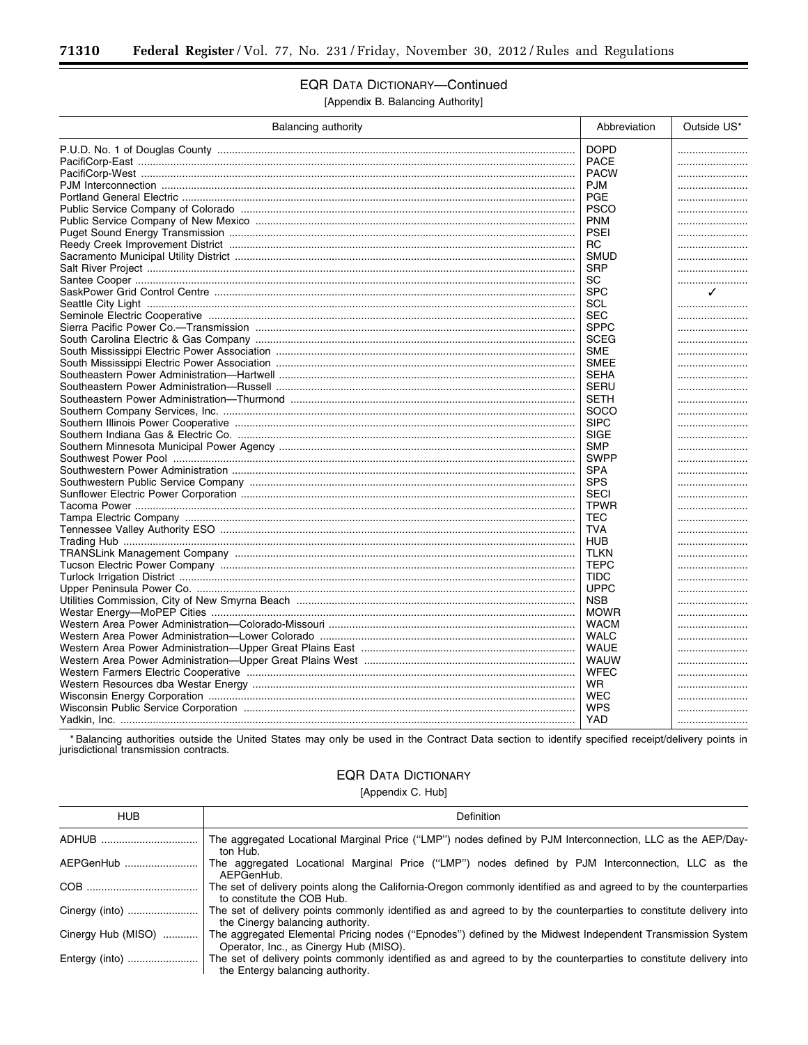## EQR DATA DICTIONARY—Continued

[Appendix B. Balancing Authority]

| Balancing authority | Abbreviation | Outside US* |
|---|---|---|
| P.U.D. No. 1 of Douglas County | DOPD | |
| PacifiCorp-East | PACE | |
| PacifiCorp-West | PACW | |
| PJM Interconnection | PJM | |
| Portland General Electric | PGE | |
| Public Service Company of Colorado | PSCO | |
| Public Service Company of New Mexico | PNM | |
| Puget Sound Energy Transmission | PSEI | |
| Reedy Creek Improvement District | RC | |
| Sacramento Municipal Utility District | SMUD | |
| Salt River Project | SRP | |
| Santee Cooper | SC | |
| SaskPower Grid Control Centre | SPC | ✓ |
| Seattle City Light | SCL | |
| Seminole Electric Cooperative | SEC | |
| Sierra Pacific Power Co.—Transmission | SPPC | |
| South Carolina Electric & Gas Company | SCEG | |
| South Mississippi Electric Power Association | SME | |
| South Mississippi Electric Power Association | SMEE | |
| Southeastern Power Administration—Hartwell | SEHA | |
| Southeastern Power Administration—Russell | SERU | |
| Southeastern Power Administration—Thurmond | SETH | |
| Southern Company Services, Inc. | SOCO | |
| Southern Illinois Power Cooperative | SIPC | |
| Southern Indiana Gas & Electric Co. | SIGE | |
| Southern Minnesota Municipal Power Agency | SMP | |
| Southwest Power Pool | SWPP | |
| Southwestern Power Administration | SPA | |
| Southwestern Public Service Company | SPS | |
| Sunflower Electric Power Corporation | SECI | |
| Tacoma Power | TPWR | |
| Tampa Electric Company | TEC | |
| Tennessee Valley Authority ESO | TVA | |
| Trading Hub | HUB | |
| TRANSLink Management Company | TLKN | |
| Tucson Electric Power Company | TEPC | |
| Turlock Irrigation District | TIDC | |
| Upper Peninsula Power Co. | UPPC | |
| Utilities Commission, City of New Smyrna Beach | NSB | |
| Westar Energy—MoPEP Cities | MOWR | |
| Western Area Power Administration—Colorado-Missouri | WACM | |
| Western Area Power Administration—Lower Colorado | WALC | |
| Western Area Power Administration—Upper Great Plains East | WAUE | |
| Western Area Power Administration—Upper Great Plains West | WAUW | |
| Western Farmers Electric Cooperative | WFEC | |
| Western Resources dba Westar Energy | WR | |
| Wisconsin Energy Corporation | WEC | |
| Wisconsin Public Service Corporation | WPS | |
| Yadkin, Inc. | YAD | |

*Balancing authorities outside the United States may only be used in the Contract Data section to identify specified receipt/delivery points in jurisdictional transmission contracts.

## EQR DATA DICTIONARY

[Appendix C. Hub]

| HUB | Definition |
|---|---|
| ADHUB | The aggregated Locational Marginal Price ("LMP") nodes defined by PJM Interconnection, LLC as the AEP/Dayton Hub. |
| AEPGenHub | The aggregated Locational Marginal Price ("LMP") nodes defined by PJM Interconnection, LLC as the AEPGenHub. |
| COB | The set of delivery points along the California-Oregon commonly identified as and agreed to by the counterparties to constitute the COB Hub. |
| Cinergy (into) | The set of delivery points commonly identified as and agreed to by the counterparties to constitute delivery into the Cinergy balancing authority. |
| Cinergy Hub (MISO) | The aggregated Elemental Pricing nodes ("Epnodes") defined by the Midwest Independent Transmission System Operator, Inc., as Cinergy Hub (MISO). |
| Entergy (into) | The set of delivery points commonly identified as and agreed to by the counterparties to constitute delivery into the Entergy balancing authority. |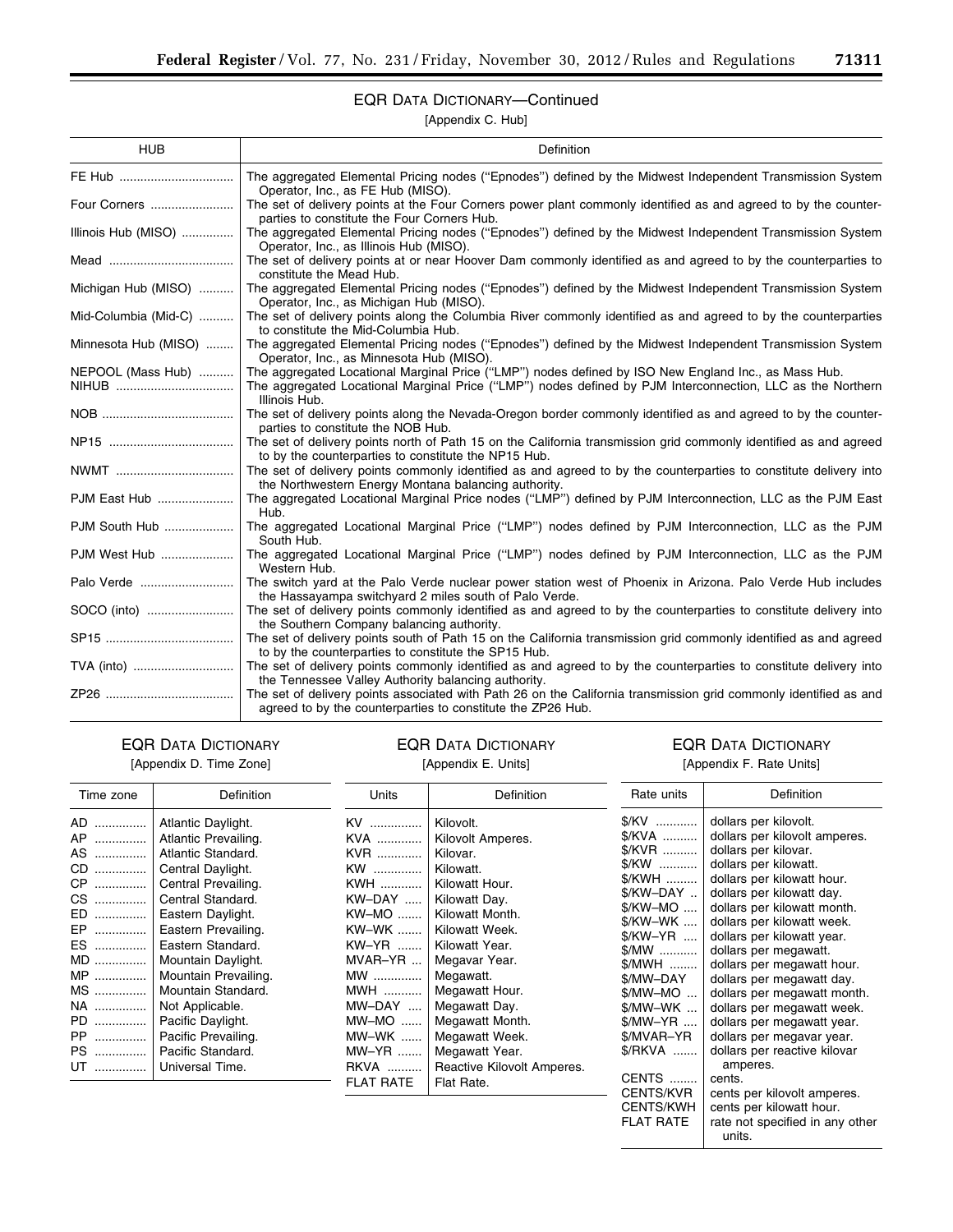## EQR Data Dictionary—Continued

[Appendix C. Hub]

| HUB | Definition |
| --- | --- |
| FE Hub | The aggregated Elemental Pricing nodes ("Epnodes") defined by the Midwest Independent Transmission System Operator, Inc., as FE Hub (MISO). |
| Four Corners | The set of delivery points at the Four Corners power plant commonly identified as and agreed to by the counterparties to constitute the Four Corners Hub. |
| Illinois Hub (MISO) | The aggregated Elemental Pricing nodes ("Epnodes") defined by the Midwest Independent Transmission System Operator, Inc., as Illinois Hub (MISO). |
| Mead | The set of delivery points at or near Hoover Dam commonly identified as and agreed to by the counterparties to constitute the Mead Hub. |
| Michigan Hub (MISO) | The aggregated Elemental Pricing nodes ("Epnodes") defined by the Midwest Independent Transmission System Operator, Inc., as Michigan Hub (MISO). |
| Mid-Columbia (Mid-C) | The set of delivery points along the Columbia River commonly identified as and agreed to by the counterparties to constitute the Mid-Columbia Hub. |
| Minnesota Hub (MISO) | The aggregated Elemental Pricing nodes ("Epnodes") defined by the Midwest Independent Transmission System Operator, Inc., as Minnesota Hub (MISO). |
| NEPOOL (Mass Hub) | The aggregated Locational Marginal Price ("LMP") nodes defined by ISO New England Inc., as Mass Hub. |
| NIHUB | The aggregated Locational Marginal Price ("LMP") nodes defined by PJM Interconnection, LLC as the Northern Illinois Hub. |
| NOB | The set of delivery points along the Nevada-Oregon border commonly identified as and agreed to by the counterparties to constitute the NOB Hub. |
| NP15 | The set of delivery points north of Path 15 on the California transmission grid commonly identified as and agreed to by the counterparties to constitute the NP15 Hub. |
| NWMT | The set of delivery points commonly identified as and agreed to by the counterparties to constitute delivery into the Northwestern Energy Montana balancing authority. |
| PJM East Hub | The aggregated Locational Marginal Price nodes ("LMP") defined by PJM Interconnection, LLC as the PJM East Hub. |
| PJM South Hub | The aggregated Locational Marginal Price ("LMP") nodes defined by PJM Interconnection, LLC as the PJM South Hub. |
| PJM West Hub | The aggregated Locational Marginal Price ("LMP") nodes defined by PJM Interconnection, LLC as the PJM Western Hub. |
| Palo Verde | The switch yard at the Palo Verde nuclear power station west of Phoenix in Arizona. Palo Verde Hub includes the Hassayampa switchyard 2 miles south of Palo Verde. |
| SOCO (into) | The set of delivery points commonly identified as and agreed to by the counterparties to constitute delivery into the Southern Company balancing authority. |
| SP15 | The set of delivery points south of Path 15 on the California transmission grid commonly identified as and agreed to by the counterparties to constitute the SP15 Hub. |
| TVA (into) | The set of delivery points commonly identified as and agreed to by the counterparties to constitute delivery into the Tennessee Valley Authority balancing authority. |
| ZP26 | The set of delivery points associated with Path 26 on the California transmission grid commonly identified as and agreed to by the counterparties to constitute the ZP26 Hub. |

## EQR Data Dictionary

[Appendix D. Time Zone]

| Time zone | Definition |
| --- | --- |
| AD | Atlantic Daylight. |
| AP | Atlantic Prevailing. |
| AS | Atlantic Standard. |
| CD | Central Daylight. |
| CP | Central Prevailing. |
| CS | Central Standard. |
| ED | Eastern Daylight. |
| EP | Eastern Prevailing. |
| ES | Eastern Standard. |
| MD | Mountain Daylight. |
| MP | Mountain Prevailing. |
| MS | Mountain Standard. |
| NA | Not Applicable. |
| PD | Pacific Daylight. |
| PP | Pacific Prevailing. |
| PS | Pacific Standard. |
| UT | Universal Time. |

## EQR Data Dictionary

[Appendix E. Units]

| Units | Definition |
| --- | --- |
| KV | Kilovolt. |
| KVA | Kilovolt Amperes. |
| KVR | Kilovar. |
| KW | Kilowatt. |
| KWH | Kilowatt Hour. |
| KW–DAY | Kilowatt Day. |
| KW–MO | Kilowatt Month. |
| KW–WK | Kilowatt Week. |
| KW–YR | Kilowatt Year. |
| MVAR–YR | Megavar Year. |
| MW | Megawatt. |
| MWH | Megawatt Hour. |
| MW–DAY | Megawatt Day. |
| MW–MO | Megawatt Month. |
| MW–WK | Megawatt Week. |
| MW–YR | Megawatt Year. |
| RKVA | Reactive Kilovolt Amperes. |
| FLAT RATE | Flat Rate. |

## EQR Data Dictionary

[Appendix F. Rate Units]

| Rate units | Definition |
| --- | --- |
| $/KV | dollars per kilovolt. |
| $/KVA | dollars per kilovolt amperes. |
| $/KVR | dollars per kilovar. |
| $/KW | dollars per kilowatt. |
| $/KWH | dollars per kilowatt hour. |
| $/KW–DAY | dollars per kilowatt day. |
| $/KW–MO | dollars per kilowatt month. |
| $/KW–WK | dollars per kilowatt week. |
| $/KW–YR | dollars per kilowatt year. |
| $/MW | dollars per megawatt. |
| $/MWH | dollars per megawatt hour. |
| $/MW–DAY | dollars per megawatt day. |
| $/MW–MO | dollars per megawatt month. |
| $/MW–WK | dollars per megawatt week. |
| $/MW–YR | dollars per megawatt year. |
| $/MVAR–YR | dollars per megavar year. |
| $/RKVA | dollars per reactive kilovar amperes. |
| CENTS | cents. |
| CENTS/KVR | cents per kilovolt amperes. |
| CENTS/KWH | cents per kilowatt hour. |
| FLAT RATE | rate not specified in any other units. |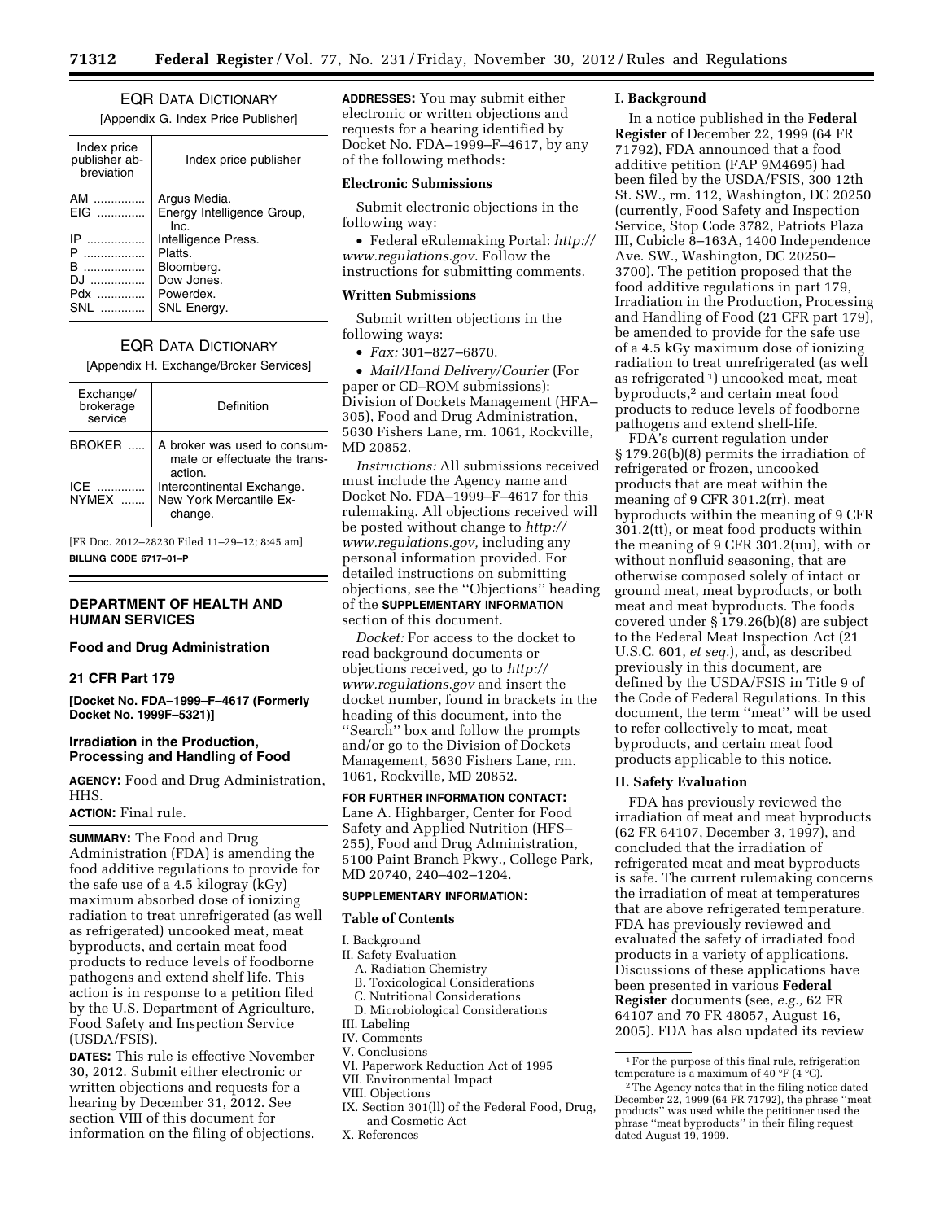EQR DATA DICTIONARY

[Appendix G. Index Price Publisher]

| Index price publisher abbreviation | Index price publisher |
| --- | --- |
| AM | Argus Media. |
| EIG | Energy Intelligence Group, Inc. |
| IP | Intelligence Press. |
| P | Platts. |
| B | Bloomberg. |
| DJ | Dow Jones. |
| Pdx | Powerdex. |
| SNL | SNL Energy. |

EQR DATA DICTIONARY

[Appendix H. Exchange/Broker Services]

| Exchange/brokerage service | Definition |
| --- | --- |
| BROKER | A broker was used to consummate or effectuate the transaction. |
| ICE | Intercontinental Exchange. |
| NYMEX | New York Mercantile Exchange. |

[FR Doc. 2012–28230 Filed 11–29–12; 8:45 am]

**BILLING CODE 6717–01–P**

## DEPARTMENT OF HEALTH AND HUMAN SERVICES

### Food and Drug Administration

### 21 CFR Part 179

**[Docket No. FDA–1999–F–4617 (Formerly Docket No. 1999F–5321)]**

### Irradiation in the Production, Processing and Handling of Food

**AGENCY:** Food and Drug Administration, HHS.

**ACTION:** Final rule.

**SUMMARY:** The Food and Drug Administration (FDA) is amending the food additive regulations to provide for the safe use of a 4.5 kilogray (kGy) maximum absorbed dose of ionizing radiation to treat unrefrigerated (as well as refrigerated) uncooked meat, meat byproducts, and certain meat food products to reduce levels of foodborne pathogens and extend shelf life. This action is in response to a petition filed by the U.S. Department of Agriculture, Food Safety and Inspection Service (USDA/FSIS).

**DATES:** This rule is effective November 30, 2012. Submit either electronic or written objections and requests for a hearing by December 31, 2012. See section VIII of this document for information on the filing of objections.

**ADDRESSES:** You may submit either electronic or written objections and requests for a hearing identified by Docket No. FDA–1999–F–4617, by any of the following methods:

**Electronic Submissions**

Submit electronic objections in the following way:

- Federal eRulemaking Portal: *http://www.regulations.gov*. Follow the instructions for submitting comments.

**Written Submissions**

Submit written objections in the following ways:

- *Fax:* 301–827–6870.
- *Mail/Hand Delivery/Courier* (For paper or CD–ROM submissions): Division of Dockets Management (HFA–305), Food and Drug Administration, 5630 Fishers Lane, rm. 1061, Rockville, MD 20852.

*Instructions:* All submissions received must include the Agency name and Docket No. FDA–1999–F–4617 for this rulemaking. All objections received will be posted without change to *http://www.regulations.gov,* including any personal information provided. For detailed instructions on submitting objections, see the ''Objections'' heading of the **SUPPLEMENTARY INFORMATION** section of this document.

*Docket:* For access to the docket to read background documents or objections received, go to *http://www.regulations.gov* and insert the docket number, found in brackets in the heading of this document, into the ''Search'' box and follow the prompts and/or go to the Division of Dockets Management, 5630 Fishers Lane, rm. 1061, Rockville, MD 20852.

**FOR FURTHER INFORMATION CONTACT:** Lane A. Highbarger, Center for Food Safety and Applied Nutrition (HFS–255), Food and Drug Administration, 5100 Paint Branch Pkwy., College Park, MD 20740, 240–402–1204.

**SUPPLEMENTARY INFORMATION:**

**Table of Contents**

I. Background
II. Safety Evaluation
  A. Radiation Chemistry
  B. Toxicological Considerations
  C. Nutritional Considerations
  D. Microbiological Considerations
III. Labeling
IV. Comments
V. Conclusions
VI. Paperwork Reduction Act of 1995
VII. Environmental Impact
VIII. Objections
IX. Section 301(ll) of the Federal Food, Drug, and Cosmetic Act
X. References

### I. Background

In a notice published in the **Federal Register** of December 22, 1999 (64 FR 71792), FDA announced that a food additive petition (FAP 9M4695) had been filed by the USDA/FSIS, 300 12th St. SW., rm. 112, Washington, DC 20250 (currently, Food Safety and Inspection Service, Stop Code 3782, Patriots Plaza III, Cubicle 8–163A, 1400 Independence Ave. SW., Washington, DC 20250–3700). The petition proposed that the food additive regulations in part 179, Irradiation in the Production, Processing and Handling of Food (21 CFR part 179), be amended to provide for the safe use of a 4.5 kGy maximum dose of ionizing radiation to treat unrefrigerated (as well as refrigerated [1]) uncooked meat, meat byproducts,[2] and certain meat food products to reduce levels of foodborne pathogens and extend shelf-life.

FDA's current regulation under § 179.26(b)(8) permits the irradiation of refrigerated or frozen, uncooked products that are meat within the meaning of 9 CFR 301.2(rr), meat byproducts within the meaning of 9 CFR 301.2(tt), or meat food products within the meaning of 9 CFR 301.2(uu), with or without nonfluid seasoning, that are otherwise composed solely of intact or ground meat, meat byproducts, or both meat and meat byproducts. The foods covered under § 179.26(b)(8) are subject to the Federal Meat Inspection Act (21 U.S.C. 601, *et seq.*), and, as described previously in this document, are defined by the USDA/FSIS in Title 9 of the Code of Federal Regulations. In this document, the term ''meat'' will be used to refer collectively to meat, meat byproducts, and certain meat food products applicable to this notice.

### II. Safety Evaluation

FDA has previously reviewed the irradiation of meat and meat byproducts (62 FR 64107, December 3, 1997), and concluded that the irradiation of refrigerated meat and meat byproducts is safe. The current rulemaking concerns the irradiation of meat at temperatures that are above refrigerated temperature. FDA has previously reviewed and evaluated the safety of irradiated food products in a variety of applications. Discussions of these applications have been presented in various **Federal Register** documents (see, *e.g.,* 62 FR 64107 and 70 FR 48057, August 16, 2005). FDA has also updated its review

[1] For the purpose of this final rule, refrigeration temperature is a maximum of 40 °F (4 °C).

[2] The Agency notes that in the filing notice dated December 22, 1999 (64 FR 71792), the phrase ''meat products'' was used while the petitioner used the phrase ''meat byproducts'' in their filing request dated August 19, 1999.